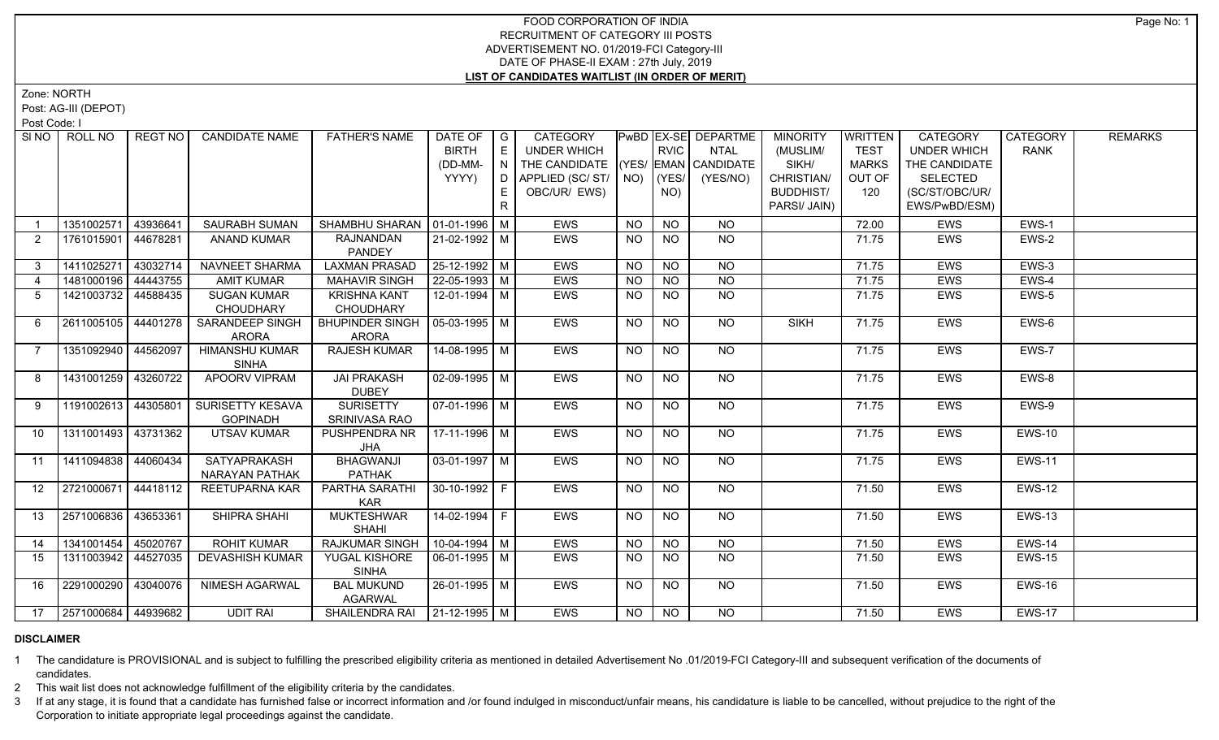# FOOD CORPORATION OF INDIA
## RECRUITMENT OF CATEGORY III POSTS
## ADVERTISEMENT NO. 01/2019-FCI Category-III
## DATE OF PHASE-II EXAM : 27th July, 2019
## LIST OF CANDIDATES WAITLIST (IN ORDER OF MERIT)

Zone: NORTH

Post: AG-III (DEPOT)

Post Code: I

| Sl NO | ROLL NO | REGT NO | CANDIDATE NAME | FATHER'S NAME | DATE OF BIRTH (DD-MM-YYYY) | GENDER | CATEGORY UNDER WHICH THE CANDIDATE APPLIED (SC/ ST/ OBC/UR/ EWS) | PwBD (YES/ NO) | EX-SERVICEMAN (YES/ NO) | DEPARTMENTAL CANDIDATE (YES/NO) | MINORITY (MUSLIM/ SIKH/ CHRISTIAN/ BUDDHIST/ PARSI/ JAIN) | WRITTEN TEST MARKS OUT OF 120 | CATEGORY UNDER WHICH THE CANDIDATE SELECTED (SC/ST/OBC/UR/ EWS/PwBD/ESM) | CATEGORY RANK | REMARKS |
|---|---|---|---|---|---|---|---|---|---|---|---|---|---|---|---|
| 1 | 1351002571 | 43936641 | SAURABH SUMAN | SHAMBHU SHARAN | 01-01-1996 | M | EWS | NO | NO | NO | | 72.00 | EWS | EWS-1 | |
| 2 | 1761015901 | 44678281 | ANAND KUMAR | RAJNANDAN PANDEY | 21-02-1992 | M | EWS | NO | NO | NO | | 71.75 | EWS | EWS-2 | |
| 3 | 1411025271 | 43032714 | NAVNEET SHARMA | LAXMAN PRASAD | 25-12-1992 | M | EWS | NO | NO | NO | | 71.75 | EWS | EWS-3 | |
| 4 | 1481000196 | 44443755 | AMIT KUMAR | MAHAVIR SINGH | 22-05-1993 | M | EWS | NO | NO | NO | | 71.75 | EWS | EWS-4 | |
| 5 | 1421003732 | 44588435 | SUGAN KUMAR CHOUDHARY | KRISHNA KANT CHOUDHARY | 12-01-1994 | M | EWS | NO | NO | NO | | 71.75 | EWS | EWS-5 | |
| 6 | 2611005105 | 44401278 | SARANDEEP SINGH ARORA | BHUPINDER SINGH ARORA | 05-03-1995 | M | EWS | NO | NO | NO | SIKH | 71.75 | EWS | EWS-6 | |
| 7 | 1351092940 | 44562097 | HIMANSHU KUMAR SINHA | RAJESH KUMAR | 14-08-1995 | M | EWS | NO | NO | NO | | 71.75 | EWS | EWS-7 | |
| 8 | 1431001259 | 43260722 | APOORV VIPRAM | JAI PRAKASH DUBEY | 02-09-1995 | M | EWS | NO | NO | NO | | 71.75 | EWS | EWS-8 | |
| 9 | 1191002613 | 44305801 | SURISETTY KESAVA GOPINADH | SURISETTY SRINIVASA RAO | 07-01-1996 | M | EWS | NO | NO | NO | | 71.75 | EWS | EWS-9 | |
| 10 | 1311001493 | 43731362 | UTSAV KUMAR | PUSHPENDRA NR JHA | 17-11-1996 | M | EWS | NO | NO | NO | | 71.75 | EWS | EWS-10 | |
| 11 | 1411094838 | 44060434 | SATYAPRAKASH NARAYAN PATHAK | BHAGWANJI PATHAK | 03-01-1997 | M | EWS | NO | NO | NO | | 71.75 | EWS | EWS-11 | |
| 12 | 2721000671 | 44418112 | REETUPARNA KAR | PARTHA SARATHI KAR | 30-10-1992 | F | EWS | NO | NO | NO | | 71.50 | EWS | EWS-12 | |
| 13 | 2571006836 | 43653361 | SHIPRA SHAHI | MUKTESHWAR SHAHI | 14-02-1994 | F | EWS | NO | NO | NO | | 71.50 | EWS | EWS-13 | |
| 14 | 1341001454 | 45020767 | ROHIT KUMAR | RAJKUMAR SINGH | 10-04-1994 | M | EWS | NO | NO | NO | | 71.50 | EWS | EWS-14 | |
| 15 | 1311003942 | 44527035 | DEVASHISH KUMAR | YUGAL KISHORE SINHA | 06-01-1995 | M | EWS | NO | NO | NO | | 71.50 | EWS | EWS-15 | |
| 16 | 2291000290 | 43040076 | NIMESH AGARWAL | BAL MUKUND AGARWAL | 26-01-1995 | M | EWS | NO | NO | NO | | 71.50 | EWS | EWS-16 | |
| 17 | 2571000684 | 44939682 | UDIT RAI | SHAILENDRA RAI | 21-12-1995 | M | EWS | NO | NO | NO | | 71.50 | EWS | EWS-17 | |

**DISCLAIMER**

1 The candidature is PROVISIONAL and is subject to fulfilling the prescribed eligibility criteria as mentioned in detailed Advertisement No .01/2019-FCI Category-III and subsequent verification of the documents of candidates.

2 This wait list does not acknowledge fulfillment of the eligibility criteria by the candidates.

3 If at any stage, it is found that a candidate has furnished false or incorrect information and /or found indulged in misconduct/unfair means, his candidature is liable to be cancelled, without prejudice to the right of the Corporation to initiate appropriate legal proceedings against the candidate.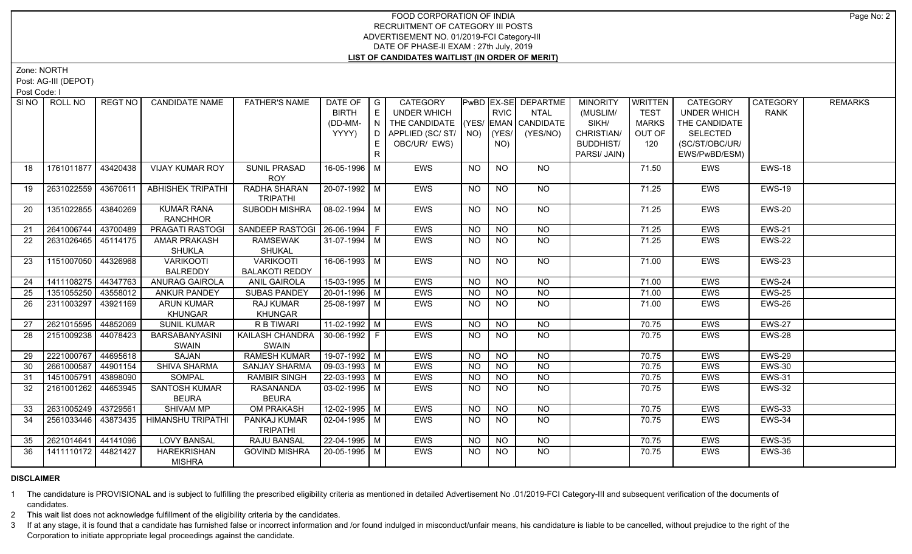FOOD CORPORATION OF INDIA
RECRUITMENT OF CATEGORY III POSTS
ADVERTISEMENT NO. 01/2019-FCI Category-III
DATE OF PHASE-II EXAM : 27th July, 2019
**LIST OF CANDIDATES WAITLIST (IN ORDER OF MERIT)**

Zone: NORTH
Post: AG-III (DEPOT)
Post Code: I

| Sl NO | ROLL NO | REGT NO | CANDIDATE NAME | FATHER'S NAME | DATE OF BIRTH (DD-MM-YYYY) | GENDER | CATEGORY UNDER WHICH THE CANDIDATE APPLIED (SC/ ST/ OBC/UR/ EWS) | PwBD (YES/ NO) | EX-SERVICEMAN (YES/ NO) | DEPARTMENTAL CANDIDATE (YES/NO) | MINORITY (MUSLIM/ SIKH/ CHRISTIAN/ BUDDHIST/ PARSI/ JAIN) | WRITTEN TEST MARKS OUT OF 120 | CATEGORY UNDER WHICH THE CANDIDATE SELECTED (SC/ST/OBC/UR/ EWS/PwBD/ESM) | CATEGORY RANK | REMARKS |
|---|---|---|---|---|---|---|---|---|---|---|---|---|---|---|---|
| 18 | 1761011877 | 43420438 | VIJAY KUMAR ROY | SUNIL PRASAD ROY | 16-05-1996 | M | EWS | NO | NO | NO | | 71.50 | EWS | EWS-18 | |
| 19 | 2631022559 | 43670611 | ABHISHEK TRIPATHI | RADHA SHARAN TRIPATHI | 20-07-1992 | M | EWS | NO | NO | NO | | 71.25 | EWS | EWS-19 | |
| 20 | 1351022855 | 43840269 | KUMAR RANA RANCHHOR | SUBODH MISHRA | 08-02-1994 | M | EWS | NO | NO | NO | | 71.25 | EWS | EWS-20 | |
| 21 | 2641006744 | 43700489 | PRAGATI RASTOGI | SANDEEP RASTOGI | 26-06-1994 | F | EWS | NO | NO | NO | | 71.25 | EWS | EWS-21 | |
| 22 | 2631026465 | 45114175 | AMAR PRAKASH SHUKLA | RAMSEWAK SHUKAL | 31-07-1994 | M | EWS | NO | NO | NO | | 71.25 | EWS | EWS-22 | |
| 23 | 1151007050 | 44326968 | VARIKOOTI BALREDDY | VARIKOOTI BALAKOTI REDDY | 16-06-1993 | M | EWS | NO | NO | NO | | 71.00 | EWS | EWS-23 | |
| 24 | 1411108275 | 44347763 | ANURAG GAIROLA | ANIL GAIROLA | 15-03-1995 | M | EWS | NO | NO | NO | | 71.00 | EWS | EWS-24 | |
| 25 | 1351055250 | 43558012 | ANKUR PANDEY | SUBAS PANDEY | 20-01-1996 | M | EWS | NO | NO | NO | | 71.00 | EWS | EWS-25 | |
| 26 | 2311003297 | 43921169 | ARUN KUMAR KHUNGAR | RAJ KUMAR KHUNGAR | 25-08-1997 | M | EWS | NO | NO | NO | | 71.00 | EWS | EWS-26 | |
| 27 | 2621015595 | 44852069 | SUNIL KUMAR | R B TIWARI | 11-02-1992 | M | EWS | NO | NO | NO | | 70.75 | EWS | EWS-27 | |
| 28 | 2151009238 | 44078423 | BARSABANYASINI SWAIN | KAILASH CHANDRA SWAIN | 30-06-1992 | F | EWS | NO | NO | NO | | 70.75 | EWS | EWS-28 | |
| 29 | 2221000767 | 44695618 | SAJAN | RAMESH KUMAR | 19-07-1992 | M | EWS | NO | NO | NO | | 70.75 | EWS | EWS-29 | |
| 30 | 2661000587 | 44901154 | SHIVA SHARMA | SANJAY SHARMA | 09-03-1993 | M | EWS | NO | NO | NO | | 70.75 | EWS | EWS-30 | |
| 31 | 1451005791 | 43898090 | SOMPAL | RAMBIR SINGH | 22-03-1993 | M | EWS | NO | NO | NO | | 70.75 | EWS | EWS-31 | |
| 32 | 2161001262 | 44653945 | SANTOSH KUMAR BEURA | RASANANDA BEURA | 03-02-1995 | M | EWS | NO | NO | NO | | 70.75 | EWS | EWS-32 | |
| 33 | 2631005249 | 43729561 | SHIVAM MP | OM PRAKASH | 12-02-1995 | M | EWS | NO | NO | NO | | 70.75 | EWS | EWS-33 | |
| 34 | 2561033446 | 43873435 | HIMANSHU TRIPATHI | PANKAJ KUMAR TRIPATHI | 02-04-1995 | M | EWS | NO | NO | NO | | 70.75 | EWS | EWS-34 | |
| 35 | 2621014641 | 44141096 | LOVY BANSAL | RAJU BANSAL | 22-04-1995 | M | EWS | NO | NO | NO | | 70.75 | EWS | EWS-35 | |
| 36 | 1411110172 | 44821427 | HAREKRISHAN MISHRA | GOVIND MISHRA | 20-05-1995 | M | EWS | NO | NO | NO | | 70.75 | EWS | EWS-36 | |

**DISCLAIMER**

1 The candidature is PROVISIONAL and is subject to fulfilling the prescribed eligibility criteria as mentioned in detailed Advertisement No .01/2019-FCI Category-III and subsequent verification of the documents of candidates.

2 This wait list does not acknowledge fulfillment of the eligibility criteria by the candidates.

3 If at any stage, it is found that a candidate has furnished false or incorrect information and /or found indulged in misconduct/unfair means, his candidature is liable to be cancelled, without prejudice to the right of the Corporation to initiate appropriate legal proceedings against the candidate.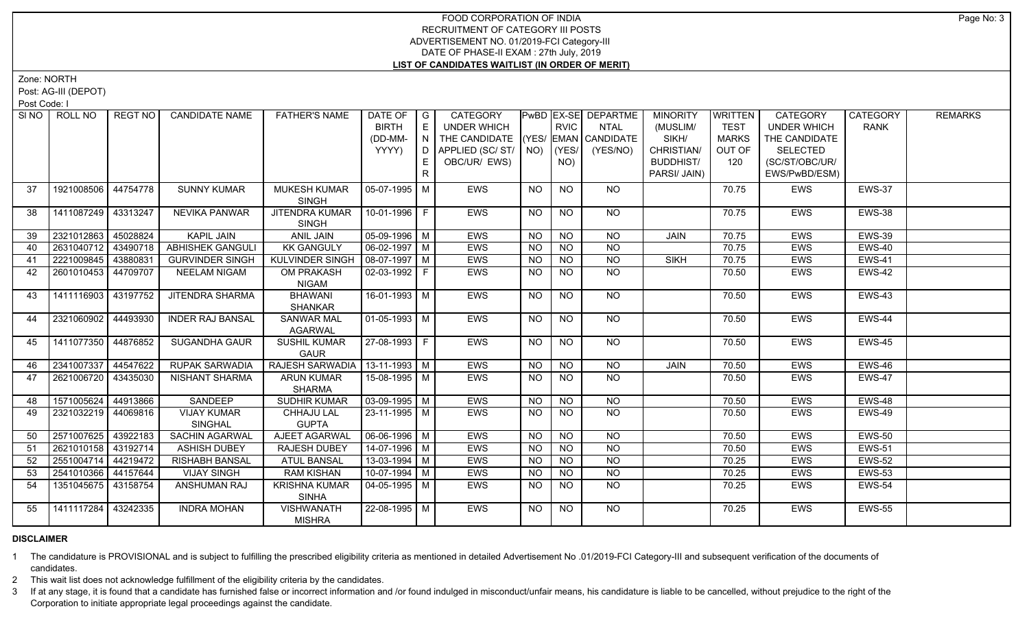# FOOD CORPORATION OF INDIA
## RECRUITMENT OF CATEGORY III POSTS
## ADVERTISEMENT NO. 01/2019-FCI Category-III
## DATE OF PHASE-II EXAM : 27th July, 2019
## LIST OF CANDIDATES WAITLIST (IN ORDER OF MERIT)

Zone: NORTH

Post: AG-III (DEPOT)

Post Code: I

| SI NO | ROLL NO | REGT NO | CANDIDATE NAME | FATHER'S NAME | DATE OF BIRTH (DD-MM-YYYY) | GENDER | CATEGORY UNDER WHICH THE CANDIDATE APPLIED (SC/ ST/ OBC/UR/ EWS) | PwBD (YES/ NO) | EX-SERVICEMAN (YES/ NO) | DEPARTMENTAL CANDIDATE (YES/NO) | MINORITY (MUSLIM/ SIKH/ CHRISTIAN/ BUDDHIST/ PARSI/ JAIN) | WRITTEN TEST MARKS OUT OF 120 | CATEGORY UNDER WHICH THE CANDIDATE SELECTED (SC/ST/OBC/UR/ EWS/PwBD/ESM) | CATEGORY RANK | REMARKS |
|---|---|---|---|---|---|---|---|---|---|---|---|---|---|---|---|
| 37 | 1921008506 | 44754778 | SUNNY KUMAR | MUKESH KUMAR SINGH | 05-07-1995 | M | EWS | NO | NO | NO | | 70.75 | EWS | EWS-37 | |
| 38 | 1411087249 | 43313247 | NEVIKA PANWAR | JITENDRA KUMAR SINGH | 10-01-1996 | F | EWS | NO | NO | NO | | 70.75 | EWS | EWS-38 | |
| 39 | 2321012863 | 45028824 | KAPIL JAIN | ANIL JAIN | 05-09-1996 | M | EWS | NO | NO | NO | JAIN | 70.75 | EWS | EWS-39 | |
| 40 | 2631040712 | 43490718 | ABHISHEK GANGULI | KK GANGULY | 06-02-1997 | M | EWS | NO | NO | NO | | 70.75 | EWS | EWS-40 | |
| 41 | 2221009845 | 43880831 | GURVINDER SINGH | KULVINDER SINGH | 08-07-1997 | M | EWS | NO | NO | NO | SIKH | 70.75 | EWS | EWS-41 | |
| 42 | 2601010453 | 44709707 | NEELAM NIGAM | OM PRAKASH NIGAM | 02-03-1992 | F | EWS | NO | NO | NO | | 70.50 | EWS | EWS-42 | |
| 43 | 1411116903 | 43197752 | JITENDRA SHARMA | BHAWANI SHANKAR | 16-01-1993 | M | EWS | NO | NO | NO | | 70.50 | EWS | EWS-43 | |
| 44 | 2321060902 | 44493930 | INDER RAJ BANSAL | SANWAR MAL AGARWAL | 01-05-1993 | M | EWS | NO | NO | NO | | 70.50 | EWS | EWS-44 | |
| 45 | 1411077350 | 44876852 | SUGANDHA GAUR | SUSHIL KUMAR GAUR | 27-08-1993 | F | EWS | NO | NO | NO | | 70.50 | EWS | EWS-45 | |
| 46 | 2341007337 | 44547622 | RUPAK SARWADIA | RAJESH SARWADIA | 13-11-1993 | M | EWS | NO | NO | NO | JAIN | 70.50 | EWS | EWS-46 | |
| 47 | 2621006720 | 43435030 | NISHANT SHARMA | ARUN KUMAR SHARMA | 15-08-1995 | M | EWS | NO | NO | NO | | 70.50 | EWS | EWS-47 | |
| 48 | 1571005624 | 44913866 | SANDEEP | SUDHIR KUMAR | 03-09-1995 | M | EWS | NO | NO | NO | | 70.50 | EWS | EWS-48 | |
| 49 | 2321032219 | 44069816 | VIJAY KUMAR SINGHAL | CHHAJU LAL GUPTA | 23-11-1995 | M | EWS | NO | NO | NO | | 70.50 | EWS | EWS-49 | |
| 50 | 2571007625 | 43922183 | SACHIN AGARWAL | AJEET AGARWAL | 06-06-1996 | M | EWS | NO | NO | NO | | 70.50 | EWS | EWS-50 | |
| 51 | 2621010158 | 43192714 | ASHISH DUBEY | RAJESH DUBEY | 14-07-1996 | M | EWS | NO | NO | NO | | 70.50 | EWS | EWS-51 | |
| 52 | 2551004714 | 44219472 | RISHABH BANSAL | ATUL BANSAL | 13-03-1994 | M | EWS | NO | NO | NO | | 70.25 | EWS | EWS-52 | |
| 53 | 2541010366 | 44157644 | VIJAY SINGH | RAM KISHAN | 10-07-1994 | M | EWS | NO | NO | NO | | 70.25 | EWS | EWS-53 | |
| 54 | 1351045675 | 43158754 | ANSHUMAN RAJ | KRISHNA KUMAR SINHA | 04-05-1995 | M | EWS | NO | NO | NO | | 70.25 | EWS | EWS-54 | |
| 55 | 1411117284 | 43242335 | INDRA MOHAN | VISHWANATH MISHRA | 22-08-1995 | M | EWS | NO | NO | NO | | 70.25 | EWS | EWS-55 | |

**DISCLAIMER**

1 The candidature is PROVISIONAL and is subject to fulfilling the prescribed eligibility criteria as mentioned in detailed Advertisement No .01/2019-FCI Category-III and subsequent verification of the documents of candidates.

2 This wait list does not acknowledge fulfillment of the eligibility criteria by the candidates.

3 If at any stage, it is found that a candidate has furnished false or incorrect information and /or found indulged in misconduct/unfair means, his candidature is liable to be cancelled, without prejudice to the right of the Corporation to initiate appropriate legal proceedings against the candidate.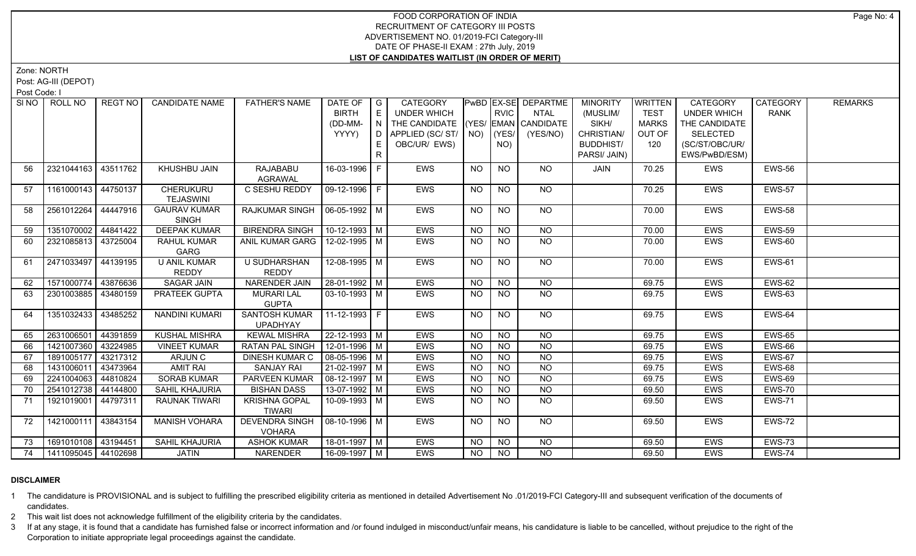# FOOD CORPORATION OF INDIA
## RECRUITMENT OF CATEGORY III POSTS
## ADVERTISEMENT NO. 01/2019-FCI Category-III
## DATE OF PHASE-II EXAM : 27th July, 2019
## LIST OF CANDIDATES WAITLIST (IN ORDER OF MERIT)

Zone: NORTH

Post: AG-III (DEPOT)

Post Code: I

| Sl NO | ROLL NO | REGT NO | CANDIDATE NAME | FATHER'S NAME | DATE OF BIRTH (DD-MM-YYYY) | GENDER | CATEGORY UNDER WHICH THE CANDIDATE APPLIED (SC/ ST/ OBC/UR/ EWS) | PwBD (YES/ NO) | EX-SERVICEMAN (YES/ NO) | DEPARTMENTAL CANDIDATE (YES/NO) | MINORITY (MUSLIM/ SIKH/ CHRISTIAN/ BUDDHIST/ PARSI/ JAIN) | WRITTEN TEST MARKS OUT OF 120 | CATEGORY UNDER WHICH THE CANDIDATE SELECTED (SC/ST/OBC/UR/ EWS/PwBD/ESM) | CATEGORY RANK | REMARKS |
|---|---|---|---|---|---|---|---|---|---|---|---|---|---|---|---|
| 56 | 2321044163 | 43511762 | KHUSHBU JAIN | RAJABABU AGRAWAL | 16-03-1996 | F | EWS | NO | NO | NO | JAIN | 70.25 | EWS | EWS-56 | |
| 57 | 1161000143 | 44750137 | CHERUKURU TEJASWINI | C SESHU REDDY | 09-12-1996 | F | EWS | NO | NO | NO | | 70.25 | EWS | EWS-57 | |
| 58 | 2561012264 | 44447916 | GAURAV KUMAR SINGH | RAJKUMAR SINGH | 06-05-1992 | M | EWS | NO | NO | NO | | 70.00 | EWS | EWS-58 | |
| 59 | 1351070002 | 44841422 | DEEPAK KUMAR | BIRENDRA SINGH | 10-12-1993 | M | EWS | NO | NO | NO | | 70.00 | EWS | EWS-59 | |
| 60 | 2321085813 | 43725004 | RAHUL KUMAR GARG | ANIL KUMAR GARG | 12-02-1995 | M | EWS | NO | NO | NO | | 70.00 | EWS | EWS-60 | |
| 61 | 2471033497 | 44139195 | U ANIL KUMAR REDDY | U SUDHARSHAN REDDY | 12-08-1995 | M | EWS | NO | NO | NO | | 70.00 | EWS | EWS-61 | |
| 62 | 1571000774 | 43876636 | SAGAR JAIN | NARENDER JAIN | 28-01-1992 | M | EWS | NO | NO | NO | | 69.75 | EWS | EWS-62 | |
| 63 | 2301003885 | 43480159 | PRATEEK GUPTA | MURARI LAL GUPTA | 03-10-1993 | M | EWS | NO | NO | NO | | 69.75 | EWS | EWS-63 | |
| 64 | 1351032433 | 43485252 | NANDINI KUMARI | SANTOSH KUMAR UPADHYAY | 11-12-1993 | F | EWS | NO | NO | NO | | 69.75 | EWS | EWS-64 | |
| 65 | 2631006501 | 44391859 | KUSHAL MISHRA | KEWAL MISHRA | 22-12-1993 | M | EWS | NO | NO | NO | | 69.75 | EWS | EWS-65 | |
| 66 | 1421007360 | 43224985 | VINEET KUMAR | RATAN PAL SINGH | 12-01-1996 | M | EWS | NO | NO | NO | | 69.75 | EWS | EWS-66 | |
| 67 | 1891005177 | 43217312 | ARJUN C | DINESH KUMAR C | 08-05-1996 | M | EWS | NO | NO | NO | | 69.75 | EWS | EWS-67 | |
| 68 | 1431006011 | 43473964 | AMIT RAI | SANJAY RAI | 21-02-1997 | M | EWS | NO | NO | NO | | 69.75 | EWS | EWS-68 | |
| 69 | 2241004063 | 44810824 | SORAB KUMAR | PARVEEN KUMAR | 08-12-1997 | M | EWS | NO | NO | NO | | 69.75 | EWS | EWS-69 | |
| 70 | 2541012738 | 44144800 | SAHIL KHAJURIA | BISHAN DASS | 13-07-1992 | M | EWS | NO | NO | NO | | 69.50 | EWS | EWS-70 | |
| 71 | 1921019001 | 44797311 | RAUNAK TIWARI | KRISHNA GOPAL TIWARI | 10-09-1993 | M | EWS | NO | NO | NO | | 69.50 | EWS | EWS-71 | |
| 72 | 1421000111 | 43843154 | MANISH VOHARA | DEVENDRA SINGH VOHARA | 08-10-1996 | M | EWS | NO | NO | NO | | 69.50 | EWS | EWS-72 | |
| 73 | 1691010108 | 43194451 | SAHIL KHAJURIA | ASHOK KUMAR | 18-01-1997 | M | EWS | NO | NO | NO | | 69.50 | EWS | EWS-73 | |
| 74 | 1411095045 | 44102698 | JATIN | NARENDER | 16-09-1997 | M | EWS | NO | NO | NO | | 69.50 | EWS | EWS-74 | |

**DISCLAIMER**

1 The candidature is PROVISIONAL and is subject to fulfilling the prescribed eligibility criteria as mentioned in detailed Advertisement No .01/2019-FCI Category-III and subsequent verification of the documents of candidates.

2 This wait list does not acknowledge fulfillment of the eligibility criteria by the candidates.

3 If at any stage, it is found that a candidate has furnished false or incorrect information and /or found indulged in misconduct/unfair means, his candidature is liable to be cancelled, without prejudice to the right of the Corporation to initiate appropriate legal proceedings against the candidate.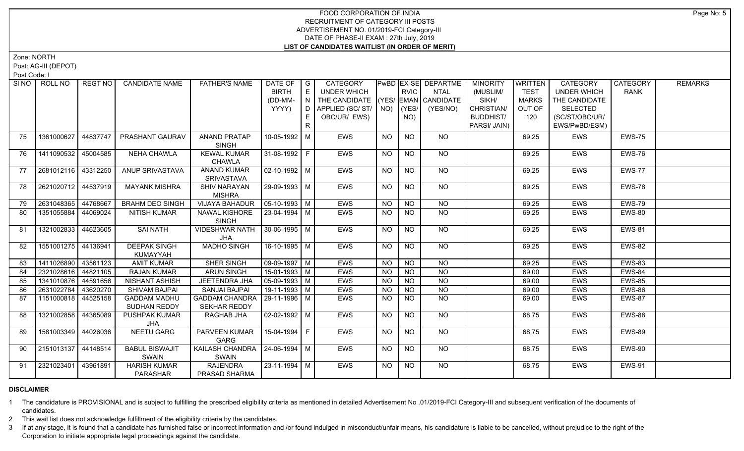# FOOD CORPORATION OF INDIA
## RECRUITMENT OF CATEGORY III POSTS
### ADVERTISEMENT NO. 01/2019-FCI Category-III
### DATE OF PHASE-II EXAM : 27th July, 2019
### LIST OF CANDIDATES WAITLIST (IN ORDER OF MERIT)

Zone: NORTH

Post: AG-III (DEPOT)

Post Code: I

| Sl NO | ROLL NO | REGT NO | CANDIDATE NAME | FATHER'S NAME | DATE OF BIRTH (DD-MM-YYYY) | GENDER | CATEGORY UNDER WHICH THE CANDIDATE APPLIED (SC/ ST/ OBC/UR/ EWS) | PwBD (YES/ NO) | EX-SERVICEMAN (YES/ NO) | DEPARTMENTAL CANDIDATE (YES/NO) | MINORITY (MUSLIM/ SIKH/ CHRISTIAN/ BUDDHIST/ PARSI/ JAIN) | WRITTEN TEST MARKS OUT OF 120 | CATEGORY UNDER WHICH THE CANDIDATE SELECTED (SC/ST/OBC/UR/ EWS/PwBD/ESM) | CATEGORY RANK | REMARKS |
|---|---|---|---|---|---|---|---|---|---|---|---|---|---|---|---|
| 75 | 1361000627 | 44837747 | PRASHANT GAURAV | ANAND PRATAP SINGH | 10-05-1992 | M | EWS | NO | NO | NO | | 69.25 | EWS | EWS-75 | |
| 76 | 1411090532 | 45004585 | NEHA CHAWLA | KEWAL KUMAR CHAWLA | 31-08-1992 | F | EWS | NO | NO | NO | | 69.25 | EWS | EWS-76 | |
| 77 | 2681012116 | 43312250 | ANUP SRIVASTAVA | ANAND KUMAR SRIVASTAVA | 02-10-1992 | M | EWS | NO | NO | NO | | 69.25 | EWS | EWS-77 | |
| 78 | 2621020712 | 44537919 | MAYANK MISHRA | SHIV NARAYAN MISHRA | 29-09-1993 | M | EWS | NO | NO | NO | | 69.25 | EWS | EWS-78 | |
| 79 | 2631048365 | 44768667 | BRAHM DEO SINGH | VIJAYA BAHADUR | 05-10-1993 | M | EWS | NO | NO | NO | | 69.25 | EWS | EWS-79 | |
| 80 | 1351055884 | 44069024 | NITISH KUMAR | NAWAL KISHORE SINGH | 23-04-1994 | M | EWS | NO | NO | NO | | 69.25 | EWS | EWS-80 | |
| 81 | 1321002833 | 44623605 | SAI NATH | VIDESHWAR NATH JHA | 30-06-1995 | M | EWS | NO | NO | NO | | 69.25 | EWS | EWS-81 | |
| 82 | 1551001275 | 44136941 | DEEPAK SINGH KUMAYYAH | MADHO SINGH | 16-10-1995 | M | EWS | NO | NO | NO | | 69.25 | EWS | EWS-82 | |
| 83 | 1411026890 | 43561123 | AMIT KUMAR | SHER SINGH | 09-09-1997 | M | EWS | NO | NO | NO | | 69.25 | EWS | EWS-83 | |
| 84 | 2321028616 | 44821105 | RAJAN KUMAR | ARUN SINGH | 15-01-1993 | M | EWS | NO | NO | NO | | 69.00 | EWS | EWS-84 | |
| 85 | 1341010876 | 44591656 | NISHANT ASHISH | JEETENDRA JHA | 05-09-1993 | M | EWS | NO | NO | NO | | 69.00 | EWS | EWS-85 | |
| 86 | 2631022784 | 43620270 | SHIVAM BAJPAI | SANJAI BAJPAI | 19-11-1993 | M | EWS | NO | NO | NO | | 69.00 | EWS | EWS-86 | |
| 87 | 1151000818 | 44525158 | GADDAM MADHU SUDHAN REDDY | GADDAM CHANDRA SEKHAR REDDY | 29-11-1996 | M | EWS | NO | NO | NO | | 69.00 | EWS | EWS-87 | |
| 88 | 1321002858 | 44365089 | PUSHPAK KUMAR JHA | RAGHAB JHA | 02-02-1992 | M | EWS | NO | NO | NO | | 68.75 | EWS | EWS-88 | |
| 89 | 1581003349 | 44026036 | NEETU GARG | PARVEEN KUMAR GARG | 15-04-1994 | F | EWS | NO | NO | NO | | 68.75 | EWS | EWS-89 | |
| 90 | 2151013137 | 44148514 | BABUL BISWAJIT SWAIN | KAILASH CHANDRA SWAIN | 24-06-1994 | M | EWS | NO | NO | NO | | 68.75 | EWS | EWS-90 | |
| 91 | 2321023401 | 43961891 | HARISH KUMAR PARASHAR | RAJENDRA PRASAD SHARMA | 23-11-1994 | M | EWS | NO | NO | NO | | 68.75 | EWS | EWS-91 | |

**DISCLAIMER**

1 The candidature is PROVISIONAL and is subject to fulfilling the prescribed eligibility criteria as mentioned in detailed Advertisement No .01/2019-FCI Category-III and subsequent verification of the documents of candidates.

2 This wait list does not acknowledge fulfillment of the eligibility criteria by the candidates.

3 If at any stage, it is found that a candidate has furnished false or incorrect information and /or found indulged in misconduct/unfair means, his candidature is liable to be cancelled, without prejudice to the right of the Corporation to initiate appropriate legal proceedings against the candidate.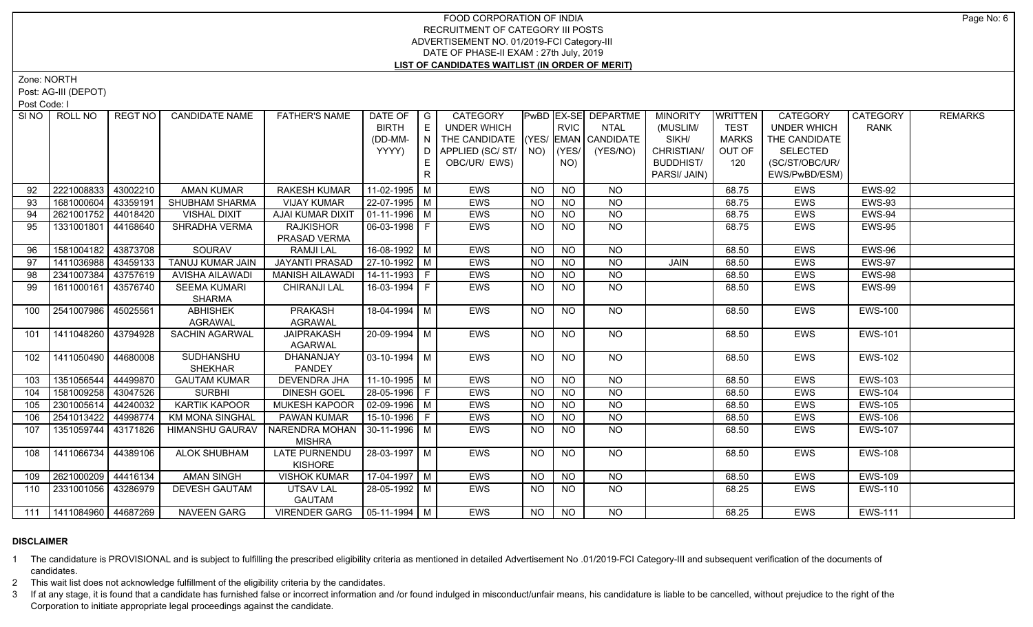# FOOD CORPORATION OF INDIA
## RECRUITMENT OF CATEGORY III POSTS
## ADVERTISEMENT NO. 01/2019-FCI Category-III
## DATE OF PHASE-II EXAM : 27th July, 2019
## LIST OF CANDIDATES WAITLIST (IN ORDER OF MERIT)

Zone: NORTH

Post: AG-III (DEPOT)

Post Code: I

| SI NO | ROLL NO | REGT NO | CANDIDATE NAME | FATHER'S NAME | DATE OF BIRTH (DD-MM-YYYY) | GENDER | CATEGORY UNDER WHICH THE CANDIDATE APPLIED (SC/ ST/ OBC/UR/ EWS) | PwBD (YES/ NO) | EX-SERVICEMAN (YES/ NO) | DEPARTMENTAL CANDIDATE (YES/NO) | MINORITY (MUSLIM/ SIKH/ CHRISTIAN/ BUDDHIST/ PARSI/ JAIN) | WRITTEN TEST MARKS OUT OF 120 | CATEGORY UNDER WHICH THE CANDIDATE SELECTED (SC/ST/OBC/UR/ EWS/PwBD/ESM) | CATEGORY RANK | REMARKS |
|---|---|---|---|---|---|---|---|---|---|---|---|---|---|---|---|
| 92 | 2221008833 | 43002210 | AMAN KUMAR | RAKESH KUMAR | 11-02-1995 | M | EWS | NO | NO | NO | | 68.75 | EWS | EWS-92 | |
| 93 | 1681000604 | 43359191 | SHUBHAM SHARMA | VIJAY KUMAR | 22-07-1995 | M | EWS | NO | NO | NO | | 68.75 | EWS | EWS-93 | |
| 94 | 2621001752 | 44018420 | VISHAL DIXIT | AJAI KUMAR DIXIT | 01-11-1996 | M | EWS | NO | NO | NO | | 68.75 | EWS | EWS-94 | |
| 95 | 1331001801 | 44168640 | SHRADHA VERMA | RAJKISHOR PRASAD VERMA | 06-03-1998 | F | EWS | NO | NO | NO | | 68.75 | EWS | EWS-95 | |
| 96 | 1581004182 | 43873708 | SOURAV | RAMJI LAL | 16-08-1992 | M | EWS | NO | NO | NO | | 68.50 | EWS | EWS-96 | |
| 97 | 1411036988 | 43459133 | TANUJ KUMAR JAIN | JAYANTI PRASAD | 27-10-1992 | M | EWS | NO | NO | NO | JAIN | 68.50 | EWS | EWS-97 | |
| 98 | 2341007384 | 43757619 | AVISHA AILAWADI | MANISH AILAWADI | 14-11-1993 | F | EWS | NO | NO | NO | | 68.50 | EWS | EWS-98 | |
| 99 | 1611000161 | 43576740 | SEEMA KUMARI SHARMA | CHIRANJI LAL | 16-03-1994 | F | EWS | NO | NO | NO | | 68.50 | EWS | EWS-99 | |
| 100 | 2541007986 | 45025561 | ABHISHEK AGRAWAL | PRAKASH AGRAWAL | 18-04-1994 | M | EWS | NO | NO | NO | | 68.50 | EWS | EWS-100 | |
| 101 | 1411048260 | 43794928 | SACHIN AGARWAL | JAIPRAKASH AGARWAL | 20-09-1994 | M | EWS | NO | NO | NO | | 68.50 | EWS | EWS-101 | |
| 102 | 1411050490 | 44680008 | SUDHANSHU SHEKHAR | DHANANJAY PANDEY | 03-10-1994 | M | EWS | NO | NO | NO | | 68.50 | EWS | EWS-102 | |
| 103 | 1351056544 | 44499870 | GAUTAM KUMAR | DEVENDRA JHA | 11-10-1995 | M | EWS | NO | NO | NO | | 68.50 | EWS | EWS-103 | |
| 104 | 1581009258 | 43047526 | SURBHI | DINESH GOEL | 28-05-1996 | F | EWS | NO | NO | NO | | 68.50 | EWS | EWS-104 | |
| 105 | 2301005614 | 44240032 | KARTIK KAPOOR | MUKESH KAPOOR | 02-09-1996 | M | EWS | NO | NO | NO | | 68.50 | EWS | EWS-105 | |
| 106 | 2541013422 | 44998774 | KM MONA SINGHAL | PAWAN KUMAR | 15-10-1996 | F | EWS | NO | NO | NO | | 68.50 | EWS | EWS-106 | |
| 107 | 1351059744 | 43171826 | HIMANSHU GAURAV | NARENDRA MOHAN MISHRA | 30-11-1996 | M | EWS | NO | NO | NO | | 68.50 | EWS | EWS-107 | |
| 108 | 1411066734 | 44389106 | ALOK SHUBHAM | LATE PURNENDU KISHORE | 28-03-1997 | M | EWS | NO | NO | NO | | 68.50 | EWS | EWS-108 | |
| 109 | 2621000209 | 44416134 | AMAN SINGH | VISHOK KUMAR | 17-04-1997 | M | EWS | NO | NO | NO | | 68.50 | EWS | EWS-109 | |
| 110 | 2331001056 | 43286979 | DEVESH GAUTAM | UTSAV LAL GAUTAM | 28-05-1992 | M | EWS | NO | NO | NO | | 68.25 | EWS | EWS-110 | |
| 111 | 1411084960 | 44687269 | NAVEEN GARG | VIRENDER GARG | 05-11-1994 | M | EWS | NO | NO | NO | | 68.25 | EWS | EWS-111 | |

**DISCLAIMER**

1 The candidature is PROVISIONAL and is subject to fulfilling the prescribed eligibility criteria as mentioned in detailed Advertisement No .01/2019-FCI Category-III and subsequent verification of the documents of candidates.

2 This wait list does not acknowledge fulfillment of the eligibility criteria by the candidates.

3 If at any stage, it is found that a candidate has furnished false or incorrect information and /or found indulged in misconduct/unfair means, his candidature is liable to be cancelled, without prejudice to the right of the Corporation to initiate appropriate legal proceedings against the candidate.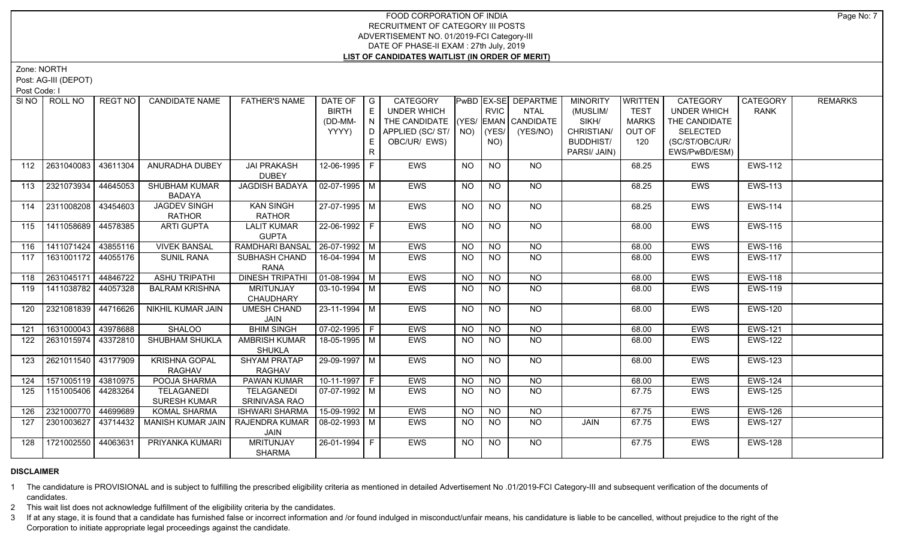# FOOD CORPORATION OF INDIA
## RECRUITMENT OF CATEGORY III POSTS
## ADVERTISEMENT NO. 01/2019-FCI Category-III
## DATE OF PHASE-II EXAM : 27th July, 2019
## LIST OF CANDIDATES WAITLIST (IN ORDER OF MERIT)

Zone: NORTH

Post: AG-III (DEPOT)

Post Code: I

| Sl NO | ROLL NO | REGT NO | CANDIDATE NAME | FATHER'S NAME | DATE OF BIRTH (DD-MM-YYYY) | GENDER | CATEGORY UNDER WHICH THE CANDIDATE APPLIED (SC/ ST/ OBC/UR/ EWS) | PwBD (YES/ NO) | EX-SERVICEMAN (YES/ NO) | DEPARTMENTAL CANDIDATE (YES/NO) | MINORITY (MUSLIM/ SIKH/ CHRISTIAN/ BUDDHIST/ PARSI/ JAIN) | WRITTEN TEST MARKS OUT OF 120 | CATEGORY UNDER WHICH THE CANDIDATE SELECTED (SC/ST/OBC/UR/ EWS/PwBD/ESM) | CATEGORY RANK | REMARKS |
|---|---|---|---|---|---|---|---|---|---|---|---|---|---|---|---|
| 112 | 2631040083 | 43611304 | ANURADHA DUBEY | JAI PRAKASH DUBEY | 12-06-1995 | F | EWS | NO | NO | NO | | 68.25 | EWS | EWS-112 | |
| 113 | 2321073934 | 44645053 | SHUBHAM KUMAR BADAYA | JAGDISH BADAYA | 02-07-1995 | M | EWS | NO | NO | NO | | 68.25 | EWS | EWS-113 | |
| 114 | 2311008208 | 43454603 | JAGDEV SINGH RATHOR | KAN SINGH RATHOR | 27-07-1995 | M | EWS | NO | NO | NO | | 68.25 | EWS | EWS-114 | |
| 115 | 1411058689 | 44578385 | ARTI GUPTA | LALIT KUMAR GUPTA | 22-06-1992 | F | EWS | NO | NO | NO | | 68.00 | EWS | EWS-115 | |
| 116 | 1411071424 | 43855116 | VIVEK BANSAL | RAMDHARI BANSAL | 26-07-1992 | M | EWS | NO | NO | NO | | 68.00 | EWS | EWS-116 | |
| 117 | 1631001172 | 44055176 | SUNIL RANA | SUBHASH CHAND RANA | 16-04-1994 | M | EWS | NO | NO | NO | | 68.00 | EWS | EWS-117 | |
| 118 | 2631045171 | 44846722 | ASHU TRIPATHI | DINESH TRIPATHI | 01-08-1994 | M | EWS | NO | NO | NO | | 68.00 | EWS | EWS-118 | |
| 119 | 1411038782 | 44057328 | BALRAM KRISHNA | MRITUNJAY CHAUDHARY | 03-10-1994 | M | EWS | NO | NO | NO | | 68.00 | EWS | EWS-119 | |
| 120 | 2321081839 | 44716626 | NIKHIL KUMAR JAIN | UMESH CHAND JAIN | 23-11-1994 | M | EWS | NO | NO | NO | | 68.00 | EWS | EWS-120 | |
| 121 | 1631000043 | 43978688 | SHALOO | BHIM SINGH | 07-02-1995 | F | EWS | NO | NO | NO | | 68.00 | EWS | EWS-121 | |
| 122 | 2631015974 | 43372810 | SHUBHAM SHUKLA | AMBRISH KUMAR SHUKLA | 18-05-1995 | M | EWS | NO | NO | NO | | 68.00 | EWS | EWS-122 | |
| 123 | 2621011540 | 43177909 | KRISHNA GOPAL RAGHAV | SHYAM PRATAP RAGHAV | 29-09-1997 | M | EWS | NO | NO | NO | | 68.00 | EWS | EWS-123 | |
| 124 | 1571005119 | 43810975 | POOJA SHARMA | PAWAN KUMAR | 10-11-1997 | F | EWS | NO | NO | NO | | 68.00 | EWS | EWS-124 | |
| 125 | 1151005406 | 44283264 | TELAGANEDI SURESH KUMAR | TELAGANEDI SRINIVASA RAO | 07-07-1992 | M | EWS | NO | NO | NO | | 67.75 | EWS | EWS-125 | |
| 126 | 2321000770 | 44699689 | KOMAL SHARMA | ISHWARI SHARMA | 15-09-1992 | M | EWS | NO | NO | NO | | 67.75 | EWS | EWS-126 | |
| 127 | 2301003627 | 43714432 | MANISH KUMAR JAIN | RAJENDRA KUMAR JAIN | 08-02-1993 | M | EWS | NO | NO | NO | JAIN | 67.75 | EWS | EWS-127 | |
| 128 | 1721002550 | 44063631 | PRIYANKA KUMARI | MRITUNJAY SHARMA | 26-01-1994 | F | EWS | NO | NO | NO | | 67.75 | EWS | EWS-128 | |

**DISCLAIMER**

1 The candidature is PROVISIONAL and is subject to fulfilling the prescribed eligibility criteria as mentioned in detailed Advertisement No .01/2019-FCI Category-III and subsequent verification of the documents of candidates.

2 This wait list does not acknowledge fulfillment of the eligibility criteria by the candidates.

3 If at any stage, it is found that a candidate has furnished false or incorrect information and /or found indulged in misconduct/unfair means, his candidature is liable to be cancelled, without prejudice to the right of the Corporation to initiate appropriate legal proceedings against the candidate.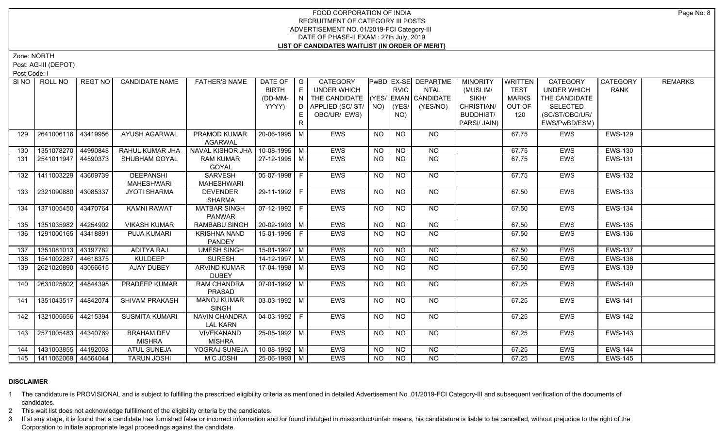# FOOD CORPORATION OF INDIA
## RECRUITMENT OF CATEGORY III POSTS
## ADVERTISEMENT NO. 01/2019-FCI Category-III
## DATE OF PHASE-II EXAM : 27th July, 2019
## LIST OF CANDIDATES WAITLIST (IN ORDER OF MERIT)

Zone: NORTH

Post: AG-III (DEPOT)

Post Code: I

| SI NO | ROLL NO | REGT NO | CANDIDATE NAME | FATHER'S NAME | DATE OF BIRTH (DD-MM-YYYY) | GENDER | CATEGORY UNDER WHICH THE CANDIDATE APPLIED (SC/ ST/ OBC/UR/ EWS) | PwBD (YES/ NO) | EX-SERVICEMAN (YES/ NO) | DEPARTMENTAL CANDIDATE (YES/NO) | MINORITY (MUSLIM/ SIKH/ CHRISTIAN/ BUDDHIST/ PARSI/ JAIN) | WRITTEN TEST MARKS OUT OF 120 | CATEGORY UNDER WHICH THE CANDIDATE SELECTED (SC/ST/OBC/UR/ EWS/PwBD/ESM) | CATEGORY RANK | REMARKS |
|---|---|---|---|---|---|---|---|---|---|---|---|---|---|---|---|
| 129 | 2641006116 | 43419956 | AYUSH AGARWAL | PRAMOD KUMAR AGARWAL | 20-06-1995 | M | EWS | NO | NO | NO | | 67.75 | EWS | EWS-129 | |
| 130 | 1351078270 | 44990848 | RAHUL KUMAR JHA | NAVAL KISHOR JHA | 10-08-1995 | M | EWS | NO | NO | NO | | 67.75 | EWS | EWS-130 | |
| 131 | 2541011947 | 44590373 | SHUBHAM GOYAL | RAM KUMAR GOYAL | 27-12-1995 | M | EWS | NO | NO | NO | | 67.75 | EWS | EWS-131 | |
| 132 | 1411003229 | 43609739 | DEEPANSHI MAHESHWARI | SARVESH MAHESHWARI | 05-07-1998 | F | EWS | NO | NO | NO | | 67.75 | EWS | EWS-132 | |
| 133 | 2321090880 | 43085337 | JYOTI SHARMA | DEVENDER SHARMA | 29-11-1992 | F | EWS | NO | NO | NO | | 67.50 | EWS | EWS-133 | |
| 134 | 1371005450 | 43470764 | KAMNI RAWAT | MATBAR SINGH PANWAR | 07-12-1992 | F | EWS | NO | NO | NO | | 67.50 | EWS | EWS-134 | |
| 135 | 1351035982 | 44254902 | VIKASH KUMAR | RAMBABU SINGH | 20-02-1993 | M | EWS | NO | NO | NO | | 67.50 | EWS | EWS-135 | |
| 136 | 1291000165 | 43418891 | PUJA KUMARI | KRISHNA NAND PANDEY | 15-01-1995 | F | EWS | NO | NO | NO | | 67.50 | EWS | EWS-136 | |
| 137 | 1351081013 | 43197782 | ADITYA RAJ | UMESH SINGH | 15-01-1997 | M | EWS | NO | NO | NO | | 67.50 | EWS | EWS-137 | |
| 138 | 1541002287 | 44618375 | KULDEEP | SURESH | 14-12-1997 | M | EWS | NO | NO | NO | | 67.50 | EWS | EWS-138 | |
| 139 | 2621020890 | 43056615 | AJAY DUBEY | ARVIND KUMAR DUBEY | 17-04-1998 | M | EWS | NO | NO | NO | | 67.50 | EWS | EWS-139 | |
| 140 | 2631025802 | 44844395 | PRADEEP KUMAR | RAM CHANDRA PRASAD | 07-01-1992 | M | EWS | NO | NO | NO | | 67.25 | EWS | EWS-140 | |
| 141 | 1351043517 | 44842074 | SHIVAM PRAKASH | MANOJ KUMAR SINGH | 03-03-1992 | M | EWS | NO | NO | NO | | 67.25 | EWS | EWS-141 | |
| 142 | 1321005656 | 44215394 | SUSMITA KUMARI | NAVIN CHANDRA LAL KARN | 04-03-1992 | F | EWS | NO | NO | NO | | 67.25 | EWS | EWS-142 | |
| 143 | 2571005483 | 44340769 | BRAHAM DEV MISHRA | VIVEKANAND MISHRA | 25-05-1992 | M | EWS | NO | NO | NO | | 67.25 | EWS | EWS-143 | |
| 144 | 1431003855 | 44192008 | ATUL SUNEJA | YOGRAJ SUNEJA | 10-08-1992 | M | EWS | NO | NO | NO | | 67.25 | EWS | EWS-144 | |
| 145 | 1411062069 | 44564044 | TARUN JOSHI | M C JOSHI | 25-06-1993 | M | EWS | NO | NO | NO | | 67.25 | EWS | EWS-145 | |

### DISCLAIMER

1 The candidature is PROVISIONAL and is subject to fulfilling the prescribed eligibility criteria as mentioned in detailed Advertisement No .01/2019-FCI Category-III and subsequent verification of the documents of candidates.

2 This wait list does not acknowledge fulfillment of the eligibility criteria by the candidates.

3 If at any stage, it is found that a candidate has furnished false or incorrect information and /or found indulged in misconduct/unfair means, his candidature is liable to be cancelled, without prejudice to the right of the Corporation to initiate appropriate legal proceedings against the candidate.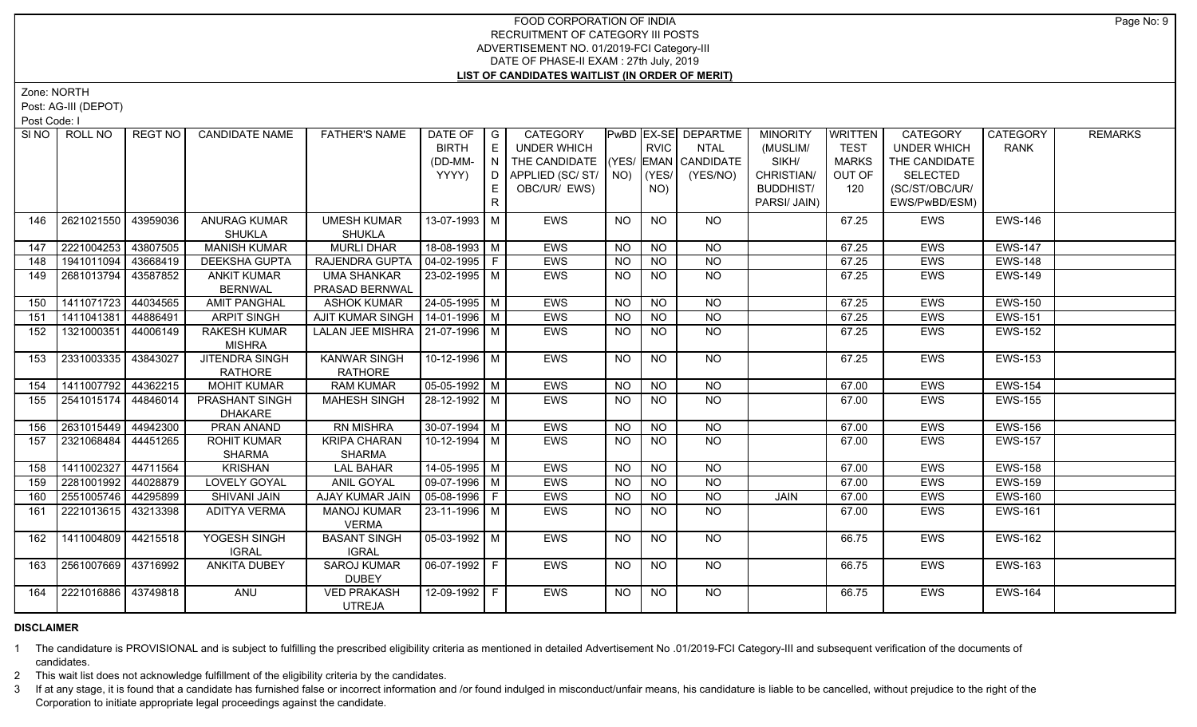FOOD CORPORATION OF INDIA
RECRUITMENT OF CATEGORY III POSTS
ADVERTISEMENT NO. 01/2019-FCI Category-III
DATE OF PHASE-II EXAM : 27th July, 2019
**LIST OF CANDIDATES WAITLIST (IN ORDER OF MERIT)**

Zone: NORTH
Post: AG-III (DEPOT)
Post Code: I

| Sl NO | ROLL NO | REGT NO | CANDIDATE NAME | FATHER'S NAME | DATE OF BIRTH (DD-MM-YYYY) | GENDER | CATEGORY UNDER WHICH THE CANDIDATE APPLIED (SC/ ST/ OBC/UR/ EWS) | PwBD (YES/ NO) | EX-SERVICEMAN (YES/ NO) | DEPARTMENTAL CANDIDATE (YES/NO) | MINORITY (MUSLIM/ SIKH/ CHRISTIAN/ BUDDHIST/ PARSI/ JAIN) | WRITTEN TEST MARKS OUT OF 120 | CATEGORY UNDER WHICH THE CANDIDATE SELECTED (SC/ST/OBC/UR/ EWS/PwBD/ESM) | CATEGORY RANK | REMARKS |
|---|---|---|---|---|---|---|---|---|---|---|---|---|---|---|---|
| 146 | 2621021550 | 43959036 | ANURAG KUMAR SHUKLA | UMESH KUMAR SHUKLA | 13-07-1993 | M | EWS | NO | NO | NO | | 67.25 | EWS | EWS-146 | |
| 147 | 2221004253 | 43807505 | MANISH KUMAR | MURLI DHAR | 18-08-1993 | M | EWS | NO | NO | NO | | 67.25 | EWS | EWS-147 | |
| 148 | 1941011094 | 43668419 | DEEKSHA GUPTA | RAJENDRA GUPTA | 04-02-1995 | F | EWS | NO | NO | NO | | 67.25 | EWS | EWS-148 | |
| 149 | 2681013794 | 43587852 | ANKIT KUMAR BERNWAL | UMA SHANKAR PRASAD BERNWAL | 23-02-1995 | M | EWS | NO | NO | NO | | 67.25 | EWS | EWS-149 | |
| 150 | 1411071723 | 44034565 | AMIT PANGHAL | ASHOK KUMAR | 24-05-1995 | M | EWS | NO | NO | NO | | 67.25 | EWS | EWS-150 | |
| 151 | 1411041381 | 44886491 | ARPIT SINGH | AJIT KUMAR SINGH | 14-01-1996 | M | EWS | NO | NO | NO | | 67.25 | EWS | EWS-151 | |
| 152 | 1321000351 | 44006149 | RAKESH KUMAR MISHRA | LALAN JEE MISHRA | 21-07-1996 | M | EWS | NO | NO | NO | | 67.25 | EWS | EWS-152 | |
| 153 | 2331003335 | 43843027 | JITENDRA SINGH RATHORE | KANWAR SINGH RATHORE | 10-12-1996 | M | EWS | NO | NO | NO | | 67.25 | EWS | EWS-153 | |
| 154 | 1411007792 | 44362215 | MOHIT KUMAR | RAM KUMAR | 05-05-1992 | M | EWS | NO | NO | NO | | 67.00 | EWS | EWS-154 | |
| 155 | 2541015174 | 44846014 | PRASHANT SINGH DHAKARE | MAHESH SINGH | 28-12-1992 | M | EWS | NO | NO | NO | | 67.00 | EWS | EWS-155 | |
| 156 | 2631015449 | 44942300 | PRAN ANAND | RN MISHRA | 30-07-1994 | M | EWS | NO | NO | NO | | 67.00 | EWS | EWS-156 | |
| 157 | 2321068484 | 44451265 | ROHIT KUMAR SHARMA | KRIPA CHARAN SHARMA | 10-12-1994 | M | EWS | NO | NO | NO | | 67.00 | EWS | EWS-157 | |
| 158 | 1411002327 | 44711564 | KRISHAN | LAL BAHAR | 14-05-1995 | M | EWS | NO | NO | NO | | 67.00 | EWS | EWS-158 | |
| 159 | 2281001992 | 44028879 | LOVELY GOYAL | ANIL GOYAL | 09-07-1996 | M | EWS | NO | NO | NO | | 67.00 | EWS | EWS-159 | |
| 160 | 2551005746 | 44295899 | SHIVANI JAIN | AJAY KUMAR JAIN | 05-08-1996 | F | EWS | NO | NO | NO | JAIN | 67.00 | EWS | EWS-160 | |
| 161 | 2221013615 | 43213398 | ADITYA VERMA | MANOJ KUMAR VERMA | 23-11-1996 | M | EWS | NO | NO | NO | | 67.00 | EWS | EWS-161 | |
| 162 | 1411004809 | 44215518 | YOGESH SINGH IGRAL | BASANT SINGH IGRAL | 05-03-1992 | M | EWS | NO | NO | NO | | 66.75 | EWS | EWS-162 | |
| 163 | 2561007669 | 43716992 | ANKITA DUBEY | SAROJ KUMAR DUBEY | 06-07-1992 | F | EWS | NO | NO | NO | | 66.75 | EWS | EWS-163 | |
| 164 | 2221016886 | 43749818 | ANU | VED PRAKASH UTREJA | 12-09-1992 | F | EWS | NO | NO | NO | | 66.75 | EWS | EWS-164 | |

**DISCLAIMER**

1 The candidature is PROVISIONAL and is subject to fulfilling the prescribed eligibility criteria as mentioned in detailed Advertisement No .01/2019-FCI Category-III and subsequent verification of the documents of candidates.

2 This wait list does not acknowledge fulfillment of the eligibility criteria by the candidates.

3 If at any stage, it is found that a candidate has furnished false or incorrect information and /or found indulged in misconduct/unfair means, his candidature is liable to be cancelled, without prejudice to the right of the Corporation to initiate appropriate legal proceedings against the candidate.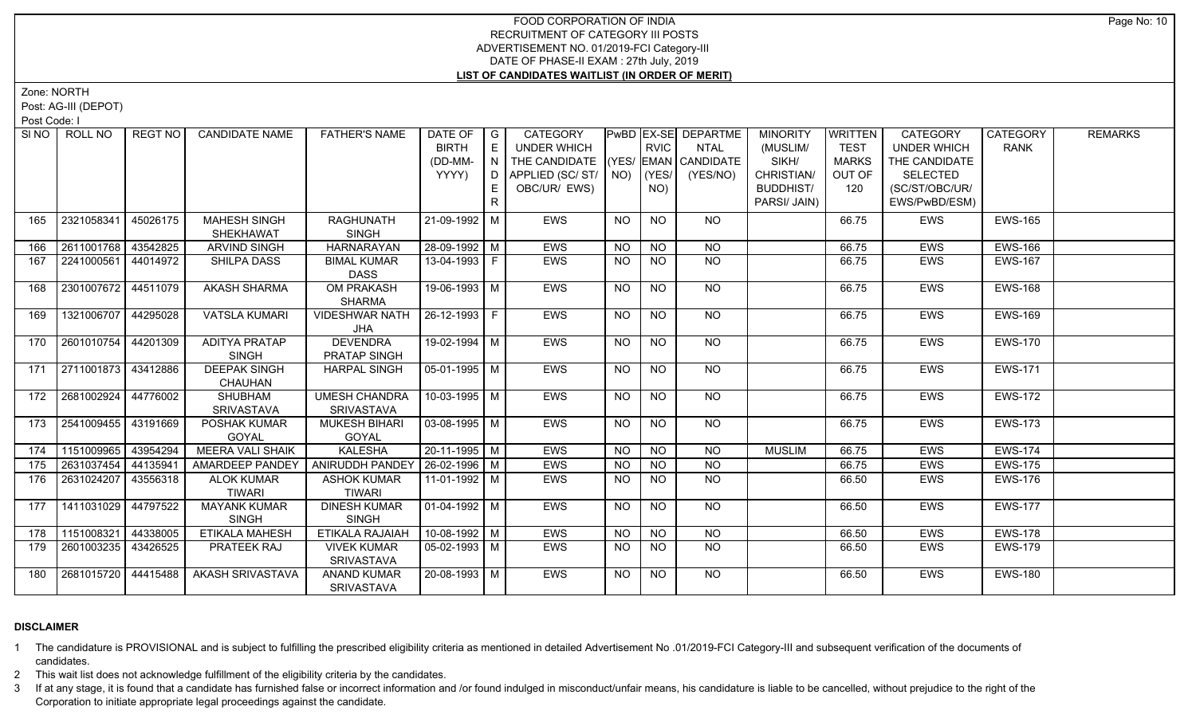FOOD CORPORATION OF INDIA
RECRUITMENT OF CATEGORY III POSTS
ADVERTISEMENT NO. 01/2019-FCI Category-III
DATE OF PHASE-II EXAM : 27th July, 2019
**LIST OF CANDIDATES WAITLIST (IN ORDER OF MERIT)**

Zone: NORTH
Post: AG-III (DEPOT)
Post Code: I

| SI NO | ROLL NO | REGT NO | CANDIDATE NAME | FATHER'S NAME | DATE OF BIRTH (DD-MM-YYYY) | GENDER | CATEGORY UNDER WHICH THE CANDIDATE APPLIED (SC/ ST/ OBC/UR/ EWS) | PwBD (YES/ NO) | EX-SERVICEMAN (YES/ NO) | DEPARTMENTAL CANDIDATE (YES/NO) | MINORITY (MUSLIM/ SIKH/ CHRISTIAN/ BUDDHIST/ PARSI/ JAIN) | WRITTEN TEST MARKS OUT OF 120 | CATEGORY UNDER WHICH THE CANDIDATE SELECTED (SC/ST/OBC/UR/ EWS/PwBD/ESM) | CATEGORY RANK | REMARKS |
|---|---|---|---|---|---|---|---|---|---|---|---|---|---|---|---|
| 165 | 2321058341 | 45026175 | MAHESH SINGH SHEKHAWAT | RAGHUNATH SINGH | 21-09-1992 | M | EWS | NO | NO | NO | | 66.75 | EWS | EWS-165 | |
| 166 | 2611001768 | 43542825 | ARVIND SINGH | HARNARAYAN | 28-09-1992 | M | EWS | NO | NO | NO | | 66.75 | EWS | EWS-166 | |
| 167 | 2241000561 | 44014972 | SHILPA DASS | BIMAL KUMAR DASS | 13-04-1993 | F | EWS | NO | NO | NO | | 66.75 | EWS | EWS-167 | |
| 168 | 2301007672 | 44511079 | AKASH SHARMA | OM PRAKASH SHARMA | 19-06-1993 | M | EWS | NO | NO | NO | | 66.75 | EWS | EWS-168 | |
| 169 | 1321006707 | 44295028 | VATSLA KUMARI | VIDESHWAR NATH JHA | 26-12-1993 | F | EWS | NO | NO | NO | | 66.75 | EWS | EWS-169 | |
| 170 | 2601010754 | 44201309 | ADITYA PRATAP SINGH | DEVENDRA PRATAP SINGH | 19-02-1994 | M | EWS | NO | NO | NO | | 66.75 | EWS | EWS-170 | |
| 171 | 2711001873 | 43412886 | DEEPAK SINGH CHAUHAN | HARPAL SINGH | 05-01-1995 | M | EWS | NO | NO | NO | | 66.75 | EWS | EWS-171 | |
| 172 | 2681002924 | 44776002 | SHUBHAM SRIVASTAVA | UMESH CHANDRA SRIVASTAVA | 10-03-1995 | M | EWS | NO | NO | NO | | 66.75 | EWS | EWS-172 | |
| 173 | 2541009455 | 43191669 | POSHAK KUMAR GOYAL | MUKESH BIHARI GOYAL | 03-08-1995 | M | EWS | NO | NO | NO | | 66.75 | EWS | EWS-173 | |
| 174 | 1151009965 | 43954294 | MEERA VALI SHAIK | KALESHA | 20-11-1995 | M | EWS | NO | NO | NO | MUSLIM | 66.75 | EWS | EWS-174 | |
| 175 | 2631037454 | 44135941 | AMARDEEP PANDEY | ANIRUDDH PANDEY | 26-02-1996 | M | EWS | NO | NO | NO | | 66.75 | EWS | EWS-175 | |
| 176 | 2631024207 | 43556318 | ALOK KUMAR TIWARI | ASHOK KUMAR TIWARI | 11-01-1992 | M | EWS | NO | NO | NO | | 66.50 | EWS | EWS-176 | |
| 177 | 1411031029 | 44797522 | MAYANK KUMAR SINGH | DINESH KUMAR SINGH | 01-04-1992 | M | EWS | NO | NO | NO | | 66.50 | EWS | EWS-177 | |
| 178 | 1151008321 | 44338005 | ETIKALA MAHESH | ETIKALA RAJAIAH | 10-08-1992 | M | EWS | NO | NO | NO | | 66.50 | EWS | EWS-178 | |
| 179 | 2601003235 | 43426525 | PRATEEK RAJ | VIVEK KUMAR SRIVASTAVA | 05-02-1993 | M | EWS | NO | NO | NO | | 66.50 | EWS | EWS-179 | |
| 180 | 2681015720 | 44415488 | AKASH SRIVASTAVA | ANAND KUMAR SRIVASTAVA | 20-08-1993 | M | EWS | NO | NO | NO | | 66.50 | EWS | EWS-180 | |

**DISCLAIMER**

1 The candidature is PROVISIONAL and is subject to fulfilling the prescribed eligibility criteria as mentioned in detailed Advertisement No .01/2019-FCI Category-III and subsequent verification of the documents of candidates.

2 This wait list does not acknowledge fulfillment of the eligibility criteria by the candidates.

3 If at any stage, it is found that a candidate has furnished false or incorrect information and /or found indulged in misconduct/unfair means, his candidature is liable to be cancelled, without prejudice to the right of the Corporation to initiate appropriate legal proceedings against the candidate.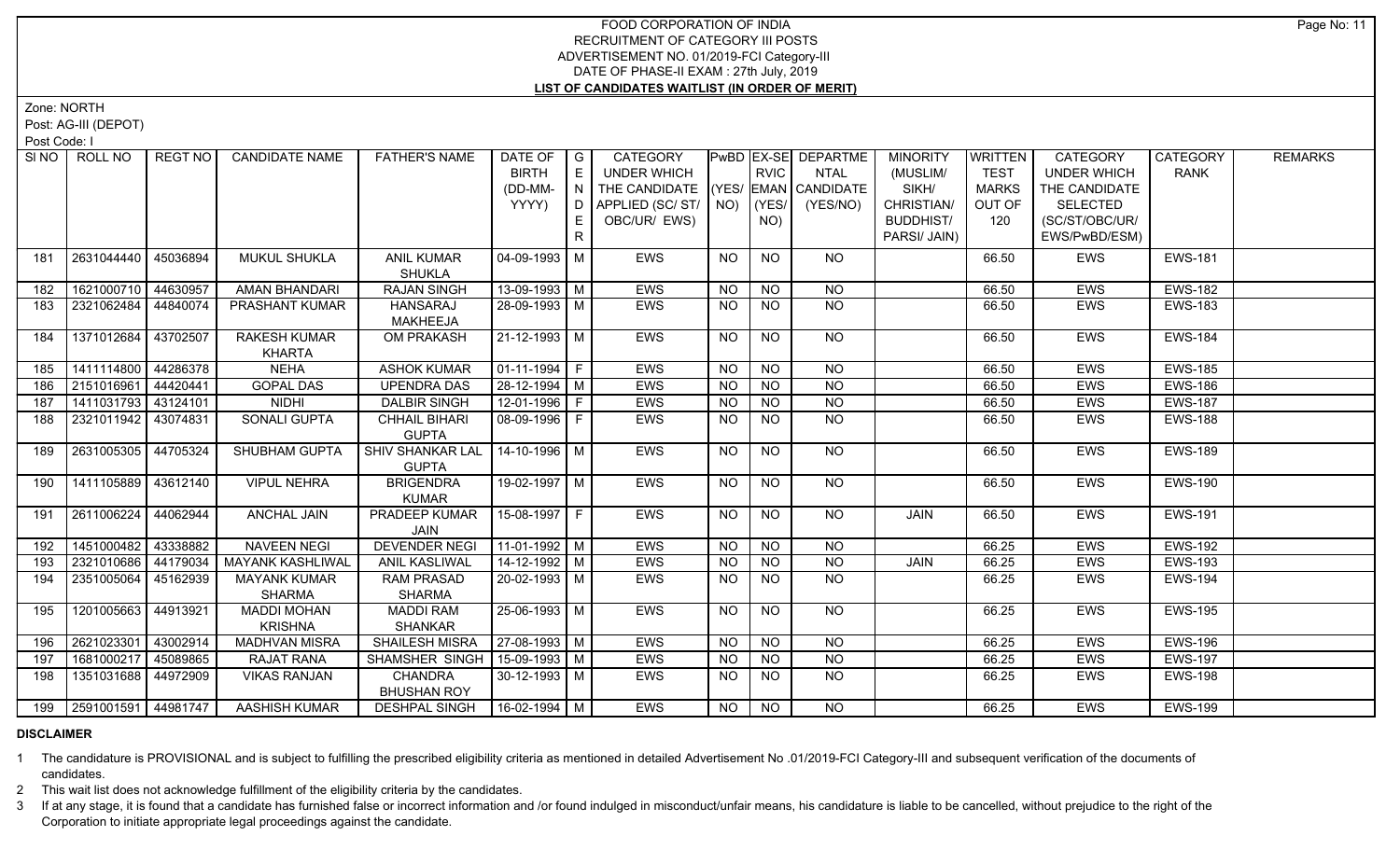# FOOD CORPORATION OF INDIA
## RECRUITMENT OF CATEGORY III POSTS
### ADVERTISEMENT NO. 01/2019-FCI Category-III
### DATE OF PHASE-II EXAM : 27th July, 2019
### LIST OF CANDIDATES WAITLIST (IN ORDER OF MERIT)

Zone: NORTH

Post: AG-III (DEPOT)

Post Code: I

| Sl NO | ROLL NO | REGT NO | CANDIDATE NAME | FATHER'S NAME | DATE OF BIRTH (DD-MM-YYYY) | GENDER | CATEGORY UNDER WHICH THE CANDIDATE APPLIED (SC/ ST/ OBC/UR/ EWS) | PwBD (YES/ NO) | EX-SERVICEMAN (YES/ NO) | DEPARTMENTAL CANDIDATE (YES/NO) | MINORITY (MUSLIM/ SIKH/ CHRISTIAN/ BUDDHIST/ PARSI/ JAIN) | WRITTEN TEST MARKS OUT OF 120 | CATEGORY UNDER WHICH THE CANDIDATE SELECTED (SC/ST/OBC/UR/ EWS/PwBD/ESM) | CATEGORY RANK | REMARKS |
|---|---|---|---|---|---|---|---|---|---|---|---|---|---|---|---|
| 181 | 2631044440 | 45036894 | MUKUL SHUKLA | ANIL KUMAR SHUKLA | 04-09-1993 | M | EWS | NO | NO | NO | | 66.50 | EWS | EWS-181 | |
| 182 | 1621000710 | 44630957 | AMAN BHANDARI | RAJAN SINGH | 13-09-1993 | M | EWS | NO | NO | NO | | 66.50 | EWS | EWS-182 | |
| 183 | 2321062484 | 44840074 | PRASHANT KUMAR | HANSARAJ MAKHEEJA | 28-09-1993 | M | EWS | NO | NO | NO | | 66.50 | EWS | EWS-183 | |
| 184 | 1371012684 | 43702507 | RAKESH KUMAR KHARTA | OM PRAKASH | 21-12-1993 | M | EWS | NO | NO | NO | | 66.50 | EWS | EWS-184 | |
| 185 | 1411114800 | 44286378 | NEHA | ASHOK KUMAR | 01-11-1994 | F | EWS | NO | NO | NO | | 66.50 | EWS | EWS-185 | |
| 186 | 2151016961 | 44420441 | GOPAL DAS | UPENDRA DAS | 28-12-1994 | M | EWS | NO | NO | NO | | 66.50 | EWS | EWS-186 | |
| 187 | 1410031793 | 43124101 | NIDHI | DALBIR SINGH | 12-01-1996 | F | EWS | NO | NO | NO | | 66.50 | EWS | EWS-187 | |
| 188 | 2321011942 | 43074831 | SONALI GUPTA | CHHAIL BIHARI GUPTA | 08-09-1996 | F | EWS | NO | NO | NO | | 66.50 | EWS | EWS-188 | |
| 189 | 2631005305 | 44705324 | SHUBHAM GUPTA | SHIV SHANKAR LAL GUPTA | 14-10-1996 | M | EWS | NO | NO | NO | | 66.50 | EWS | EWS-189 | |
| 190 | 1411105889 | 43612140 | VIPUL NEHRA | BRIGENDRA KUMAR | 19-02-1997 | M | EWS | NO | NO | NO | | 66.50 | EWS | EWS-190 | |
| 191 | 2611006224 | 44062944 | ANCHAL JAIN | PRADEEP KUMAR JAIN | 15-08-1997 | F | EWS | NO | NO | NO | JAIN | 66.50 | EWS | EWS-191 | |
| 192 | 1451000482 | 43338882 | NAVEEN NEGI | DEVENDER NEGI | 11-01-1992 | M | EWS | NO | NO | NO | | 66.25 | EWS | EWS-192 | |
| 193 | 2321010686 | 44179034 | MAYANK KASHLIWAL | ANIL KASLIWAL | 14-12-1992 | M | EWS | NO | NO | NO | JAIN | 66.25 | EWS | EWS-193 | |
| 194 | 2351005064 | 45162939 | MAYANK KUMAR SHARMA | RAM PRASAD SHARMA | 20-02-1993 | M | EWS | NO | NO | NO | | 66.25 | EWS | EWS-194 | |
| 195 | 1201005663 | 44913921 | MADDI MOHAN KRISHNA | MADDI RAM SHANKAR | 25-06-1993 | M | EWS | NO | NO | NO | | 66.25 | EWS | EWS-195 | |
| 196 | 2621023301 | 43002914 | MADHVAN MISRA | SHAILESH MISRA | 27-08-1993 | M | EWS | NO | NO | NO | | 66.25 | EWS | EWS-196 | |
| 197 | 1681000217 | 45089865 | RAJAT RANA | SHAMSHER SINGH | 15-09-1993 | M | EWS | NO | NO | NO | | 66.25 | EWS | EWS-197 | |
| 198 | 1351031688 | 44972909 | VIKAS RANJAN | CHANDRA BHUSHAN ROY | 30-12-1993 | M | EWS | NO | NO | NO | | 66.25 | EWS | EWS-198 | |
| 199 | 2591001591 | 44981747 | AASHISH KUMAR | DESHPAL SINGH | 16-02-1994 | M | EWS | NO | NO | NO | | 66.25 | EWS | EWS-199 | |

**DISCLAIMER**

1 The candidature is PROVISIONAL and is subject to fulfilling the prescribed eligibility criteria as mentioned in detailed Advertisement No .01/2019-FCI Category-III and subsequent verification of the documents of candidates.

2 This wait list does not acknowledge fulfillment of the eligibility criteria by the candidates.

3 If at any stage, it is found that a candidate has furnished false or incorrect information and /or found indulged in misconduct/unfair means, his candidature is liable to be cancelled, without prejudice to the right of the Corporation to initiate appropriate legal proceedings against the candidate.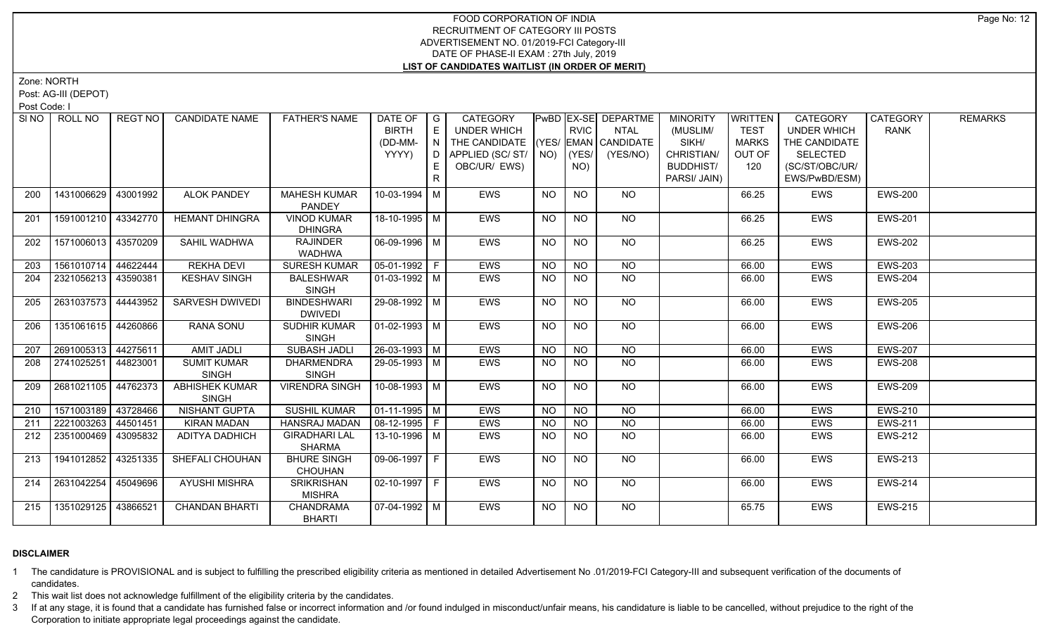# FOOD CORPORATION OF INDIA
## RECRUITMENT OF CATEGORY III POSTS
## ADVERTISEMENT NO. 01/2019-FCI Category-III
## DATE OF PHASE-II EXAM : 27th July, 2019
## LIST OF CANDIDATES WAITLIST (IN ORDER OF MERIT)

Zone: NORTH

Post: AG-III (DEPOT)

Post Code: I

| SI NO | ROLL NO | REGT NO | CANDIDATE NAME | FATHER'S NAME | DATE OF BIRTH (DD-MM-YYYY) | GENDER | CATEGORY UNDER WHICH THE CANDIDATE APPLIED (SC/ ST/ OBC/UR/ EWS) | PwBD (YES/ NO) | EX-SERVICEMAN (YES/ NO) | DEPARTMENTAL CANDIDATE (YES/NO) | MINORITY (MUSLIM/ SIKH/ CHRISTIAN/ BUDDHIST/ PARSI/ JAIN) | WRITTEN TEST MARKS OUT OF 120 | CATEGORY UNDER WHICH THE CANDIDATE SELECTED (SC/ST/OBC/UR/ EWS/PwBD/ESM) | CATEGORY RANK | REMARKS |
|---|---|---|---|---|---|---|---|---|---|---|---|---|---|---|---|
| 200 | 1431006629 | 43001992 | ALOK PANDEY | MAHESH KUMAR PANDEY | 10-03-1994 | M | EWS | NO | NO | NO | | 66.25 | EWS | EWS-200 | |
| 201 | 1591001210 | 43342770 | HEMANT DHINGRA | VINOD KUMAR DHINGRA | 18-10-1995 | M | EWS | NO | NO | NO | | 66.25 | EWS | EWS-201 | |
| 202 | 1571006013 | 43570209 | SAHIL WADHWA | RAJINDER WADHWA | 06-09-1996 | M | EWS | NO | NO | NO | | 66.25 | EWS | EWS-202 | |
| 203 | 1561010714 | 44622444 | REKHA DEVI | SURESH KUMAR | 05-01-1992 | F | EWS | NO | NO | NO | | 66.00 | EWS | EWS-203 | |
| 204 | 2321056213 | 43590381 | KESHAV SINGH | BALESHWAR SINGH | 01-03-1992 | M | EWS | NO | NO | NO | | 66.00 | EWS | EWS-204 | |
| 205 | 2631037573 | 44443952 | SARVESH DWIVEDI | BINDESHWARI DWIVEDI | 29-08-1992 | M | EWS | NO | NO | NO | | 66.00 | EWS | EWS-205 | |
| 206 | 1351061615 | 44260866 | RANA SONU | SUDHIR KUMAR SINGH | 01-02-1993 | M | EWS | NO | NO | NO | | 66.00 | EWS | EWS-206 | |
| 207 | 2691005313 | 44275611 | AMIT JADLI | SUBASH JADLI | 26-03-1993 | M | EWS | NO | NO | NO | | 66.00 | EWS | EWS-207 | |
| 208 | 2741025251 | 44823001 | SUMIT KUMAR SINGH | DHARMENDRA SINGH | 29-05-1993 | M | EWS | NO | NO | NO | | 66.00 | EWS | EWS-208 | |
| 209 | 2681021105 | 44762373 | ABHISHEK KUMAR SINGH | VIRENDRA SINGH | 10-08-1993 | M | EWS | NO | NO | NO | | 66.00 | EWS | EWS-209 | |
| 210 | 1571003189 | 43728466 | NISHANT GUPTA | SUSHIL KUMAR | 01-11-1995 | M | EWS | NO | NO | NO | | 66.00 | EWS | EWS-210 | |
| 211 | 2221003263 | 44501451 | KIRAN MADAN | HANSRAJ MADAN | 08-12-1995 | F | EWS | NO | NO | NO | | 66.00 | EWS | EWS-211 | |
| 212 | 2351000469 | 43095832 | ADITYA DADHICH | GIRADHARI LAL SHARMA | 13-10-1996 | M | EWS | NO | NO | NO | | 66.00 | EWS | EWS-212 | |
| 213 | 1941012852 | 43251335 | SHEFALI CHOUHAN | BHURE SINGH CHOUHAN | 09-06-1997 | F | EWS | NO | NO | NO | | 66.00 | EWS | EWS-213 | |
| 214 | 2631042254 | 45049696 | AYUSHI MISHRA | SRIKRISHAN MISHRA | 02-10-1997 | F | EWS | NO | NO | NO | | 66.00 | EWS | EWS-214 | |
| 215 | 1351029125 | 43866521 | CHANDAN BHARTI | CHANDRAMA BHARTI | 07-04-1992 | M | EWS | NO | NO | NO | | 65.75 | EWS | EWS-215 | |

**DISCLAIMER**

1 The candidature is PROVISIONAL and is subject to fulfilling the prescribed eligibility criteria as mentioned in detailed Advertisement No .01/2019-FCI Category-III and subsequent verification of the documents of candidates.

2 This wait list does not acknowledge fulfillment of the eligibility criteria by the candidates.

3 If at any stage, it is found that a candidate has furnished false or incorrect information and /or found indulged in misconduct/unfair means, his candidature is liable to be cancelled, without prejudice to the right of the Corporation to initiate appropriate legal proceedings against the candidate.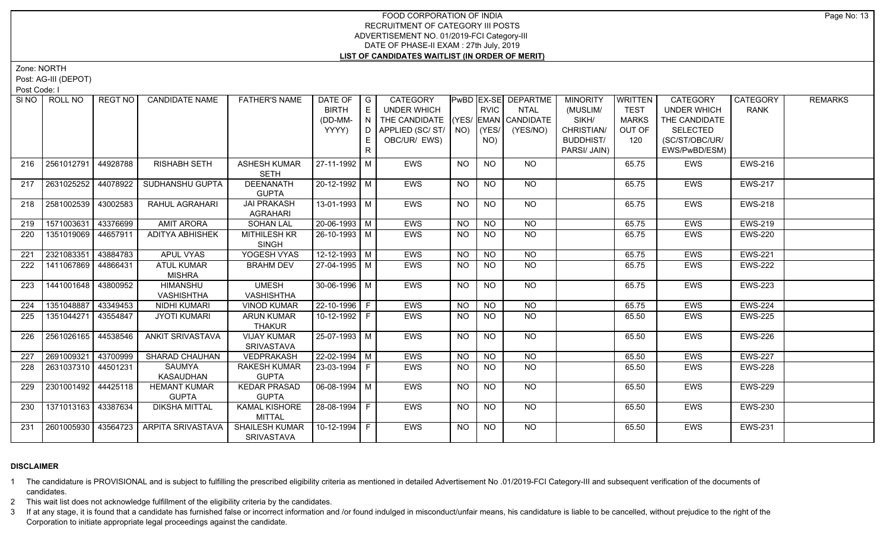# FOOD CORPORATION OF INDIA
## RECRUITMENT OF CATEGORY III POSTS
## ADVERTISEMENT NO. 01/2019-FCI Category-III
## DATE OF PHASE-II EXAM : 27th July, 2019
## LIST OF CANDIDATES WAITLIST (IN ORDER OF MERIT)

Zone: NORTH

Post: AG-III (DEPOT)

Post Code: I

| SI NO | ROLL NO | REGT NO | CANDIDATE NAME | FATHER'S NAME | DATE OF BIRTH (DD-MM-YYYY) | GENDER | CATEGORY UNDER WHICH THE CANDIDATE APPLIED (SC/ ST/ OBC/UR/ EWS) | PwBD (YES/ NO) | EX-SERVICEMAN (YES/ NO) | DEPARTMENTAL CANDIDATE (YES/NO) | MINORITY (MUSLIM/ SIKH/ CHRISTIAN/ BUDDHIST/ PARSI/ JAIN) | WRITTEN TEST MARKS OUT OF 120 | CATEGORY UNDER WHICH THE CANDIDATE SELECTED (SC/ST/OBC/UR/ EWS/PwBD/ESM) | CATEGORY RANK | REMARKS |
|---|---|---|---|---|---|---|---|---|---|---|---|---|---|---|---|
| 216 | 2561012791 | 44928788 | RISHABH SETH | ASHESH KUMAR SETH | 27-11-1992 | M | EWS | NO | NO | NO | | 65.75 | EWS | EWS-216 | |
| 217 | 2631025252 | 44078922 | SUDHANSHU GUPTA | DEENANATH GUPTA | 20-12-1992 | M | EWS | NO | NO | NO | | 65.75 | EWS | EWS-217 | |
| 218 | 2581002539 | 43002583 | RAHUL AGRAHARI | JAI PRAKASH AGRAHARI | 13-01-1993 | M | EWS | NO | NO | NO | | 65.75 | EWS | EWS-218 | |
| 219 | 1571003631 | 43376699 | AMIT ARORA | SOHAN LAL | 20-06-1993 | M | EWS | NO | NO | NO | | 65.75 | EWS | EWS-219 | |
| 220 | 1351019069 | 44657911 | ADITYA ABHISHEK | MITHILESH KR SINGH | 26-10-1993 | M | EWS | NO | NO | NO | | 65.75 | EWS | EWS-220 | |
| 221 | 2321083351 | 43884783 | APUL VYAS | YOGESH VYAS | 12-12-1993 | M | EWS | NO | NO | NO | | 65.75 | EWS | EWS-221 | |
| 222 | 1411067869 | 44866431 | ATUL KUMAR MISHRA | BRAHM DEV | 27-04-1995 | M | EWS | NO | NO | NO | | 65.75 | EWS | EWS-222 | |
| 223 | 1441001648 | 43800952 | HIMANSHU VASHISHTHA | UMESH VASHISHTHA | 30-06-1996 | M | EWS | NO | NO | NO | | 65.75 | EWS | EWS-223 | |
| 224 | 1351048887 | 43349453 | NIDHI KUMARI | VINOD KUMAR | 22-10-1996 | F | EWS | NO | NO | NO | | 65.75 | EWS | EWS-224 | |
| 225 | 1351044271 | 43554847 | JYOTI KUMARI | ARUN KUMAR THAKUR | 10-12-1992 | F | EWS | NO | NO | NO | | 65.50 | EWS | EWS-225 | |
| 226 | 2561026165 | 44538546 | ANKIT SRIVASTAVA | VIJAY KUMAR SRIVASTAVA | 25-07-1993 | M | EWS | NO | NO | NO | | 65.50 | EWS | EWS-226 | |
| 227 | 2691009321 | 43700999 | SHARAD CHAUHAN | VEDPRAKASH | 22-02-1994 | M | EWS | NO | NO | NO | | 65.50 | EWS | EWS-227 | |
| 228 | 2631037310 | 44501231 | SAUMYA KASAUDHAN | RAKESH KUMAR GUPTA | 23-03-1994 | F | EWS | NO | NO | NO | | 65.50 | EWS | EWS-228 | |
| 229 | 2301001492 | 44425118 | HEMANT KUMAR GUPTA | KEDAR PRASAD GUPTA | 06-08-1994 | M | EWS | NO | NO | NO | | 65.50 | EWS | EWS-229 | |
| 230 | 1371013163 | 43387634 | DIKSHA MITTAL | KAMAL KISHORE MITTAL | 28-08-1994 | F | EWS | NO | NO | NO | | 65.50 | EWS | EWS-230 | |
| 231 | 2601005930 | 43564723 | ARPITA SRIVASTAVA | SHAILESH KUMAR SRIVASTAVA | 10-12-1994 | F | EWS | NO | NO | NO | | 65.50 | EWS | EWS-231 | |

## DISCLAIMER

1. The candidature is PROVISIONAL and is subject to fulfilling the prescribed eligibility criteria as mentioned in detailed Advertisement No .01/2019-FCI Category-III and subsequent verification of the documents of candidates.
2. This wait list does not acknowledge fulfillment of the eligibility criteria by the candidates.
3. If at any stage, it is found that a candidate has furnished false or incorrect information and /or found indulged in misconduct/unfair means, his candidature is liable to be cancelled, without prejudice to the right of the Corporation to initiate appropriate legal proceedings against the candidate.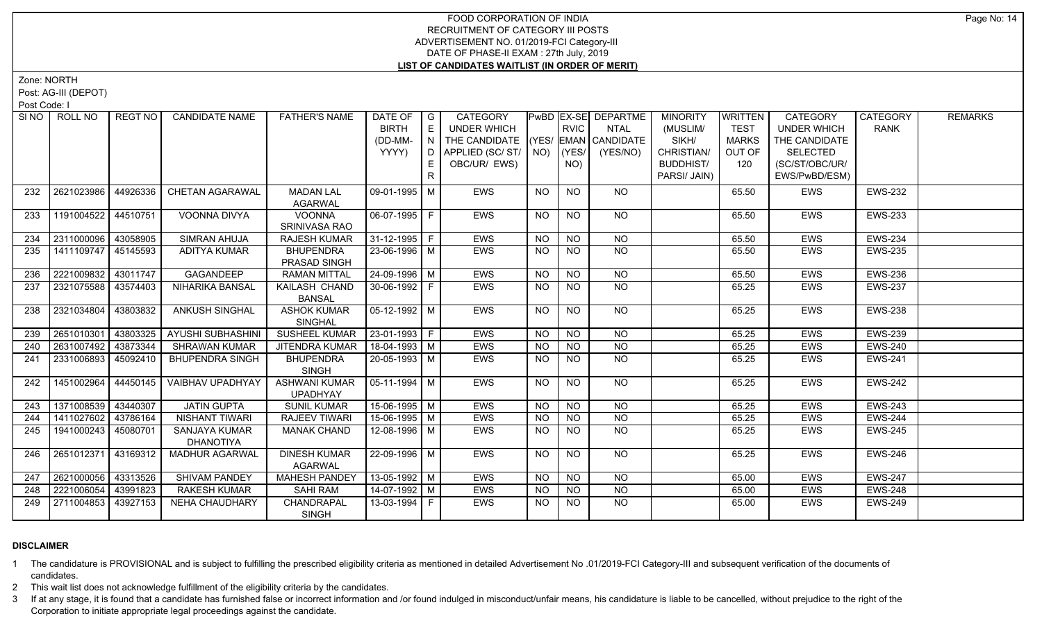# FOOD CORPORATION OF INDIA
## RECRUITMENT OF CATEGORY III POSTS
### ADVERTISEMENT NO. 01/2019-FCI Category-III
### DATE OF PHASE-II EXAM : 27th July, 2019
### LIST OF CANDIDATES WAITLIST (IN ORDER OF MERIT)

Zone: NORTH

Post: AG-III (DEPOT)

Post Code: I

| SI NO | ROLL NO | REGT NO | CANDIDATE NAME | FATHER'S NAME | DATE OF BIRTH (DD-MM-YYYY) | GENDER | CATEGORY UNDER WHICH THE CANDIDATE APPLIED (SC/ ST/ OBC/UR/ EWS) | PwBD (YES/ NO) | EX-SERVICEMAN (YES/ NO) | DEPARTMENTAL CANDIDATE (YES/NO) | MINORITY (MUSLIM/ SIKH/ CHRISTIAN/ BUDDHIST/ PARSI/ JAIN) | WRITTEN TEST MARKS OUT OF 120 | CATEGORY UNDER WHICH THE CANDIDATE SELECTED (SC/ST/OBC/UR/ EWS/PwBD/ESM) | CATEGORY RANK | REMARKS |
|---|---|---|---|---|---|---|---|---|---|---|---|---|---|---|---|
| 232 | 2621023986 | 44926336 | CHETAN AGARAWAL | MADAN LAL AGARWAL | 09-01-1995 | M | EWS | NO | NO | NO | | 65.50 | EWS | EWS-232 | |
| 233 | 1191004522 | 44510751 | VOONNA DIVYA | VOONNA SRINIVASA RAO | 06-07-1995 | F | EWS | NO | NO | NO | | 65.50 | EWS | EWS-233 | |
| 234 | 2311000096 | 43058905 | SIMRAN AHUJA | RAJESH KUMAR | 31-12-1995 | F | EWS | NO | NO | NO | | 65.50 | EWS | EWS-234 | |
| 235 | 1411109747 | 45145593 | ADITYA KUMAR | BHUPENDRA PRASAD SINGH | 23-06-1996 | M | EWS | NO | NO | NO | | 65.50 | EWS | EWS-235 | |
| 236 | 2221009832 | 43011747 | GAGANDEEP | RAMAN MITTAL | 24-09-1996 | M | EWS | NO | NO | NO | | 65.50 | EWS | EWS-236 | |
| 237 | 2321075588 | 43574403 | NIHARIKA BANSAL | KAILASH CHAND BANSAL | 30-06-1992 | F | EWS | NO | NO | NO | | 65.25 | EWS | EWS-237 | |
| 238 | 2321034804 | 43803832 | ANKUSH SINGHAL | ASHOK KUMAR SINGHAL | 05-12-1992 | M | EWS | NO | NO | NO | | 65.25 | EWS | EWS-238 | |
| 239 | 2651010301 | 43803325 | AYUSHI SUBHASHINI | SUSHEEL KUMAR | 23-01-1993 | F | EWS | NO | NO | NO | | 65.25 | EWS | EWS-239 | |
| 240 | 2631007492 | 43873344 | SHRAWAN KUMAR | JITENDRA KUMAR | 18-04-1993 | M | EWS | NO | NO | NO | | 65.25 | EWS | EWS-240 | |
| 241 | 2331006893 | 45092410 | BHUPENDRA SINGH | BHUPENDRA SINGH | 20-05-1993 | M | EWS | NO | NO | NO | | 65.25 | EWS | EWS-241 | |
| 242 | 1451002964 | 44450145 | VAIBHAV UPADHYAY | ASHWANI KUMAR UPADHYAY | 05-11-1994 | M | EWS | NO | NO | NO | | 65.25 | EWS | EWS-242 | |
| 243 | 1371008539 | 43440307 | JATIN GUPTA | SUNIL KUMAR | 15-06-1995 | M | EWS | NO | NO | NO | | 65.25 | EWS | EWS-243 | |
| 244 | 1411027602 | 43786164 | NISHANT TIWARI | RAJEEV TIWARI | 15-06-1995 | M | EWS | NO | NO | NO | | 65.25 | EWS | EWS-244 | |
| 245 | 1941000243 | 45080701 | SANJAYA KUMAR DHANOTIYA | MANAK CHAND | 12-08-1996 | M | EWS | NO | NO | NO | | 65.25 | EWS | EWS-245 | |
| 246 | 2651012371 | 43169312 | MADHUR AGARWAL | DINESH KUMAR AGARWAL | 22-09-1996 | M | EWS | NO | NO | NO | | 65.25 | EWS | EWS-246 | |
| 247 | 2621000056 | 43313526 | SHIVAM PANDEY | MAHESH PANDEY | 13-05-1992 | M | EWS | NO | NO | NO | | 65.00 | EWS | EWS-247 | |
| 248 | 2221006054 | 43991823 | RAKESH KUMAR | SAHI RAM | 14-07-1992 | M | EWS | NO | NO | NO | | 65.00 | EWS | EWS-248 | |
| 249 | 2711004853 | 43927153 | NEHA CHAUDHARY | CHANDRAPAL SINGH | 13-03-1994 | F | EWS | NO | NO | NO | | 65.00 | EWS | EWS-249 | |

## DISCLAIMER

1 The candidature is PROVISIONAL and is subject to fulfilling the prescribed eligibility criteria as mentioned in detailed Advertisement No .01/2019-FCI Category-III and subsequent verification of the documents of candidates.

2 This wait list does not acknowledge fulfillment of the eligibility criteria by the candidates.

3 If at any stage, it is found that a candidate has furnished false or incorrect information and /or found indulged in misconduct/unfair means, his candidature is liable to be cancelled, without prejudice to the right of the Corporation to initiate appropriate legal proceedings against the candidate.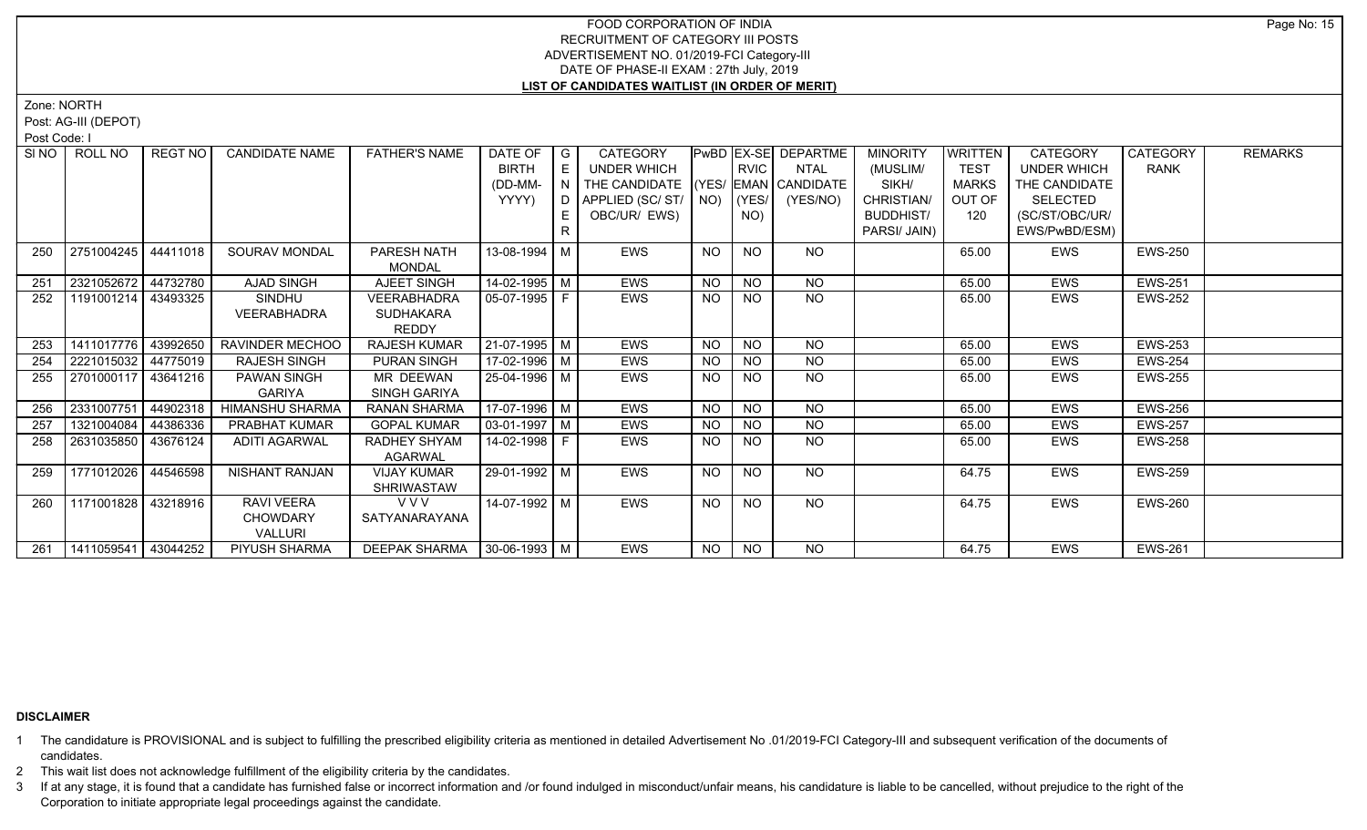FOOD CORPORATION OF INDIA
RECRUITMENT OF CATEGORY III POSTS
ADVERTISEMENT NO. 01/2019-FCI Category-III
DATE OF PHASE-II EXAM : 27th July, 2019
**LIST OF CANDIDATES WAITLIST (IN ORDER OF MERIT)**

Zone: NORTH
Post: AG-III (DEPOT)
Post Code: I

| SI NO | ROLL NO | REGT NO | CANDIDATE NAME | FATHER'S NAME | DATE OF BIRTH (DD-MM-YYYY) | GENDER | CATEGORY UNDER WHICH THE CANDIDATE APPLIED (SC/ ST/ OBC/UR/ EWS) | PwBD (YES/ NO) | EX-SERVICEMAN (YES/ NO) | DEPARTMENTAL CANDIDATE (YES/NO) | MINORITY (MUSLIM/ SIKH/ CHRISTIAN/ BUDDHIST/ PARSI/ JAIN) | WRITTEN TEST MARKS OUT OF 120 | CATEGORY UNDER WHICH THE CANDIDATE SELECTED (SC/ST/OBC/UR/ EWS/PwBD/ESM) | CATEGORY RANK | REMARKS |
|---|---|---|---|---|---|---|---|---|---|---|---|---|---|---|---|
| 250 | 2751004245 | 44411018 | SOURAV MONDAL | PARESH NATH MONDAL | 13-08-1994 | M | EWS | NO | NO | NO | | 65.00 | EWS | EWS-250 | |
| 251 | 2321052672 | 44732780 | AJAD SINGH | AJEET SINGH | 14-02-1995 | M | EWS | NO | NO | NO | | 65.00 | EWS | EWS-251 | |
| 252 | 1191001214 | 43493325 | SINDHU VEERABHADRA | VEERABHADRA SUDHAKARA REDDY | 05-07-1995 | F | EWS | NO | NO | NO | | 65.00 | EWS | EWS-252 | |
| 253 | 1411017776 | 43992650 | RAVINDER MECHOO | RAJESH KUMAR | 21-07-1995 | M | EWS | NO | NO | NO | | 65.00 | EWS | EWS-253 | |
| 254 | 2221015032 | 44775019 | RAJESH SINGH | PURAN SINGH | 17-02-1996 | M | EWS | NO | NO | NO | | 65.00 | EWS | EWS-254 | |
| 255 | 2701000117 | 43641216 | PAWAN SINGH GARIYA | MR DEEWAN SINGH GARIYA | 25-04-1996 | M | EWS | NO | NO | NO | | 65.00 | EWS | EWS-255 | |
| 256 | 2331007751 | 44902318 | HIMANSHU SHARMA | RANAN SHARMA | 17-07-1996 | M | EWS | NO | NO | NO | | 65.00 | EWS | EWS-256 | |
| 257 | 1321004084 | 44386336 | PRABHAT KUMAR | GOPAL KUMAR | 03-01-1997 | M | EWS | NO | NO | NO | | 65.00 | EWS | EWS-257 | |
| 258 | 2631035850 | 43676124 | ADITI AGARWAL | RADHEY SHYAM AGARWAL | 14-02-1998 | F | EWS | NO | NO | NO | | 65.00 | EWS | EWS-258 | |
| 259 | 1771012026 | 44546598 | NISHANT RANJAN | VIJAY KUMAR SHRIWASTAW | 29-01-1992 | M | EWS | NO | NO | NO | | 64.75 | EWS | EWS-259 | |
| 260 | 1171001828 | 43218916 | RAVI VEERA CHOWDARY VALLURI | V V V SATYANARAYANA | 14-07-1992 | M | EWS | NO | NO | NO | | 64.75 | EWS | EWS-260 | |
| 261 | 1411059541 | 43044252 | PIYUSH SHARMA | DEEPAK SHARMA | 30-06-1993 | M | EWS | NO | NO | NO | | 64.75 | EWS | EWS-261 | |

**DISCLAIMER**

1 The candidature is PROVISIONAL and is subject to fulfilling the prescribed eligibility criteria as mentioned in detailed Advertisement No .01/2019-FCI Category-III and subsequent verification of the documents of candidates.
2 This wait list does not acknowledge fulfillment of the eligibility criteria by the candidates.
3 If at any stage, it is found that a candidate has furnished false or incorrect information and /or found indulged in misconduct/unfair means, his candidature is liable to be cancelled, without prejudice to the right of the Corporation to initiate appropriate legal proceedings against the candidate.